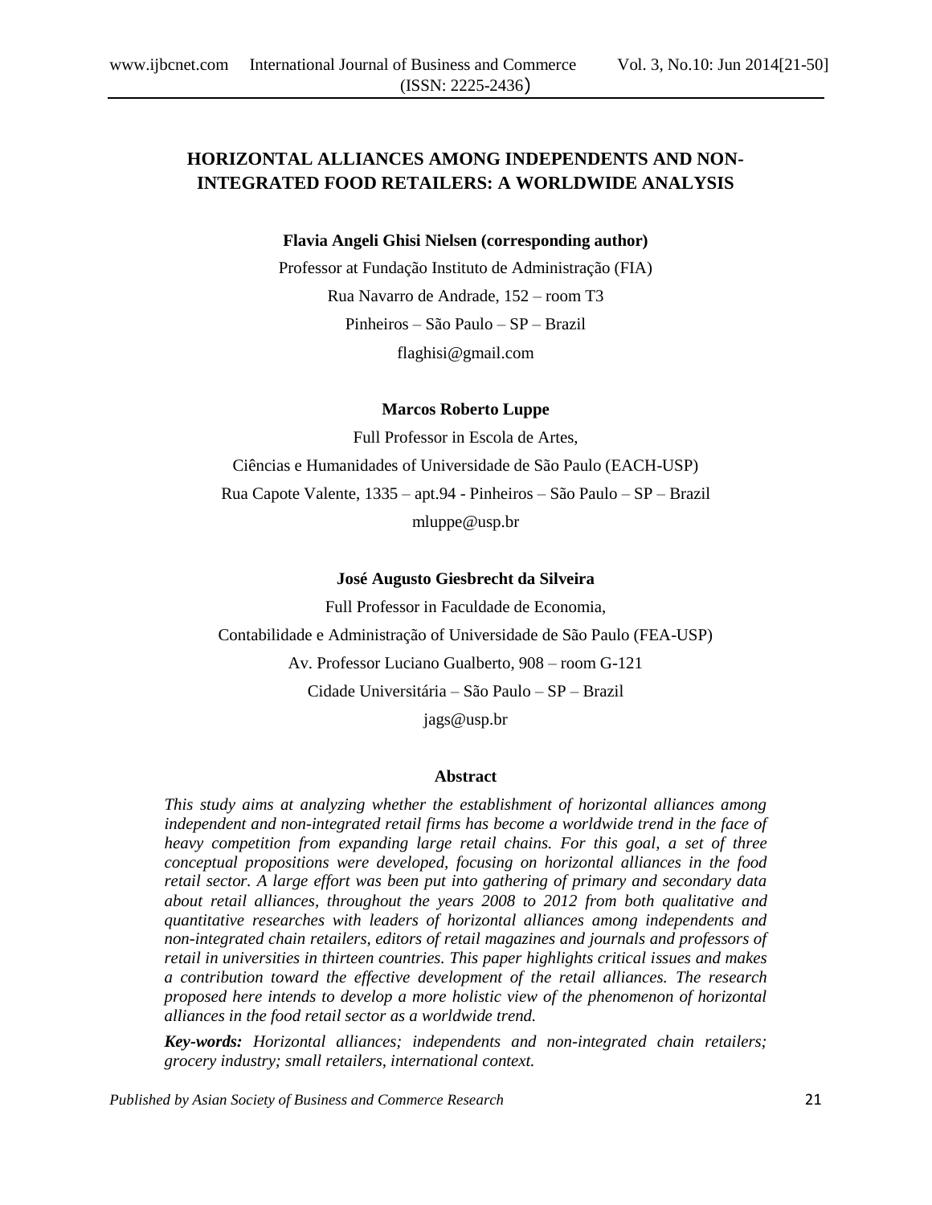# HORIZONTAL ALLIANCES AMONG INDEPENDENTS AND NON-INTEGRATED FOOD RETAILERS: A WORLDWIDE ANALYSIS

**Flavia Angeli Ghisi Nielsen (corresponding author)**

Professor at Fundação Instituto de Administração (FIA)

Rua Navarro de Andrade, 152 – room T3

Pinheiros – São Paulo – SP – Brazil

flaghisi@gmail.com

**Marcos Roberto Luppe**

Full Professor in Escola de Artes,

Ciências e Humanidades of Universidade de São Paulo (EACH-USP)

Rua Capote Valente, 1335 – apt.94 - Pinheiros – São Paulo – SP – Brazil

mluppe@usp.br

**José Augusto Giesbrecht da Silveira**

Full Professor in Faculdade de Economia,

Contabilidade e Administração of Universidade de São Paulo (FEA-USP)

Av. Professor Luciano Gualberto, 908 – room G-121

Cidade Universitária – São Paulo – SP – Brazil

jags@usp.br

## Abstract

*This study aims at analyzing whether the establishment of horizontal alliances among independent and non-integrated retail firms has become a worldwide trend in the face of heavy competition from expanding large retail chains. For this goal, a set of three conceptual propositions were developed, focusing on horizontal alliances in the food retail sector. A large effort was been put into gathering of primary and secondary data about retail alliances, throughout the years 2008 to 2012 from both qualitative and quantitative researches with leaders of horizontal alliances among independents and non-integrated chain retailers, editors of retail magazines and journals and professors of retail in universities in thirteen countries. This paper highlights critical issues and makes a contribution toward the effective development of the retail alliances. The research proposed here intends to develop a more holistic view of the phenomenon of horizontal alliances in the food retail sector as a worldwide trend.*

***Key-words:*** *Horizontal alliances; independents and non-integrated chain retailers; grocery industry; small retailers, international context.*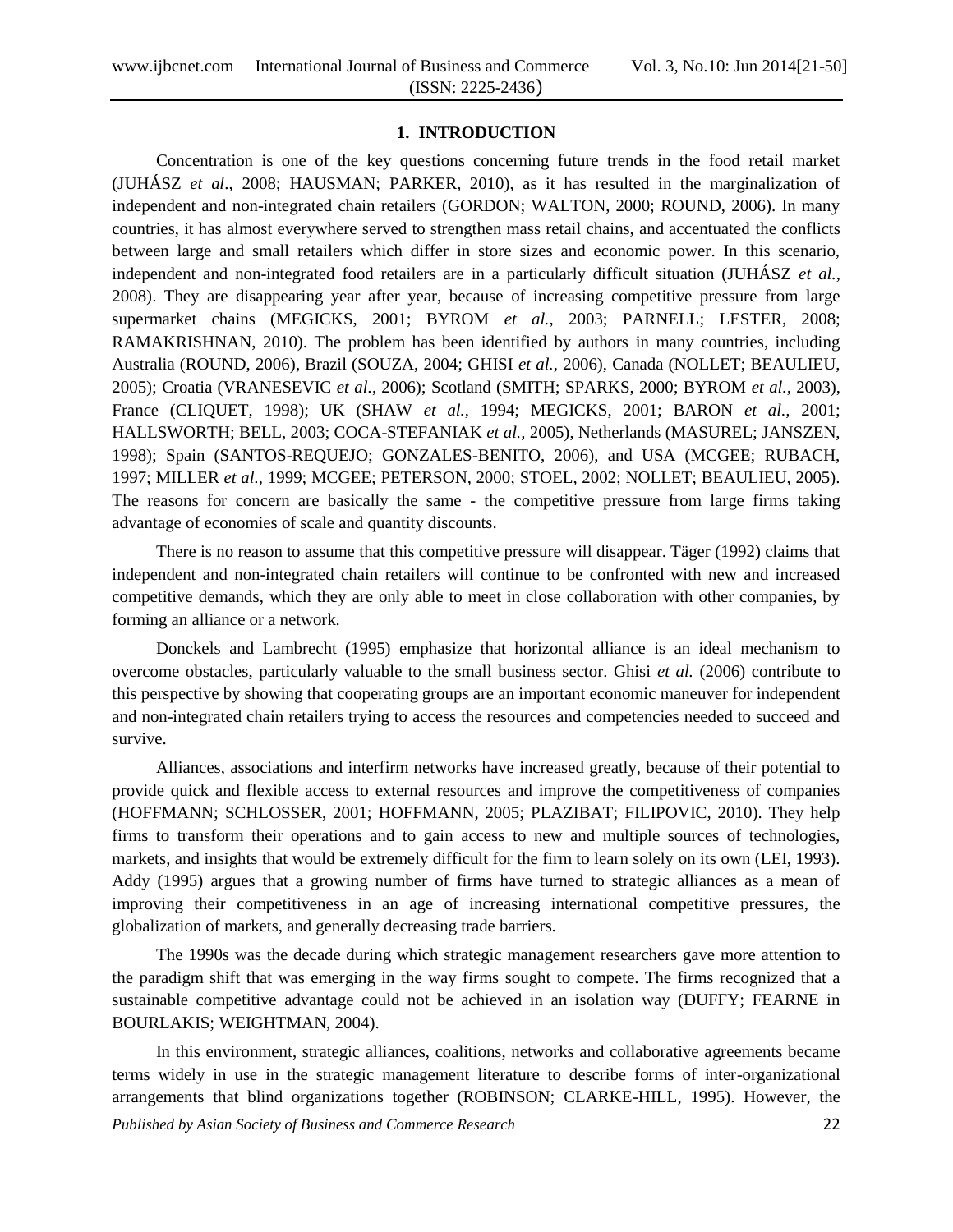## 1. INTRODUCTION

Concentration is one of the key questions concerning future trends in the food retail market (JUHÁSZ *et al*., 2008; HAUSMAN; PARKER, 2010), as it has resulted in the marginalization of independent and non-integrated chain retailers (GORDON; WALTON, 2000; ROUND, 2006). In many countries, it has almost everywhere served to strengthen mass retail chains, and accentuated the conflicts between large and small retailers which differ in store sizes and economic power. In this scenario, independent and non-integrated food retailers are in a particularly difficult situation (JUHÁSZ *et al.*, 2008). They are disappearing year after year, because of increasing competitive pressure from large supermarket chains (MEGICKS, 2001; BYROM *et al.,* 2003; PARNELL; LESTER, 2008; RAMAKRISHNAN, 2010). The problem has been identified by authors in many countries, including Australia (ROUND, 2006), Brazil (SOUZA, 2004; GHISI *et al.*, 2006), Canada (NOLLET; BEAULIEU, 2005); Croatia (VRANESEVIC *et al.*, 2006); Scotland (SMITH; SPARKS, 2000; BYROM *et al.,* 2003), France (CLIQUET, 1998); UK (SHAW *et al.,* 1994; MEGICKS, 2001; BARON *et al.,* 2001; HALLSWORTH; BELL, 2003; COCA-STEFANIAK *et al.*, 2005), Netherlands (MASUREL; JANSZEN, 1998); Spain (SANTOS-REQUEJO; GONZALES-BENITO, 2006), and USA (MCGEE; RUBACH, 1997; MILLER *et al.,* 1999; MCGEE; PETERSON, 2000; STOEL, 2002; NOLLET; BEAULIEU, 2005). The reasons for concern are basically the same - the competitive pressure from large firms taking advantage of economies of scale and quantity discounts.

There is no reason to assume that this competitive pressure will disappear. Täger (1992) claims that independent and non-integrated chain retailers will continue to be confronted with new and increased competitive demands, which they are only able to meet in close collaboration with other companies, by forming an alliance or a network.

Donckels and Lambrecht (1995) emphasize that horizontal alliance is an ideal mechanism to overcome obstacles, particularly valuable to the small business sector. Ghisi *et al.* (2006) contribute to this perspective by showing that cooperating groups are an important economic maneuver for independent and non-integrated chain retailers trying to access the resources and competencies needed to succeed and survive.

Alliances, associations and interfirm networks have increased greatly, because of their potential to provide quick and flexible access to external resources and improve the competitiveness of companies (HOFFMANN; SCHLOSSER, 2001; HOFFMANN, 2005; PLAZIBAT; FILIPOVIC, 2010). They help firms to transform their operations and to gain access to new and multiple sources of technologies, markets, and insights that would be extremely difficult for the firm to learn solely on its own (LEI, 1993). Addy (1995) argues that a growing number of firms have turned to strategic alliances as a mean of improving their competitiveness in an age of increasing international competitive pressures, the globalization of markets, and generally decreasing trade barriers.

The 1990s was the decade during which strategic management researchers gave more attention to the paradigm shift that was emerging in the way firms sought to compete. The firms recognized that a sustainable competitive advantage could not be achieved in an isolation way (DUFFY; FEARNE in BOURLAKIS; WEIGHTMAN, 2004).

In this environment, strategic alliances, coalitions, networks and collaborative agreements became terms widely in use in the strategic management literature to describe forms of inter-organizational arrangements that blind organizations together (ROBINSON; CLARKE-HILL, 1995). However, the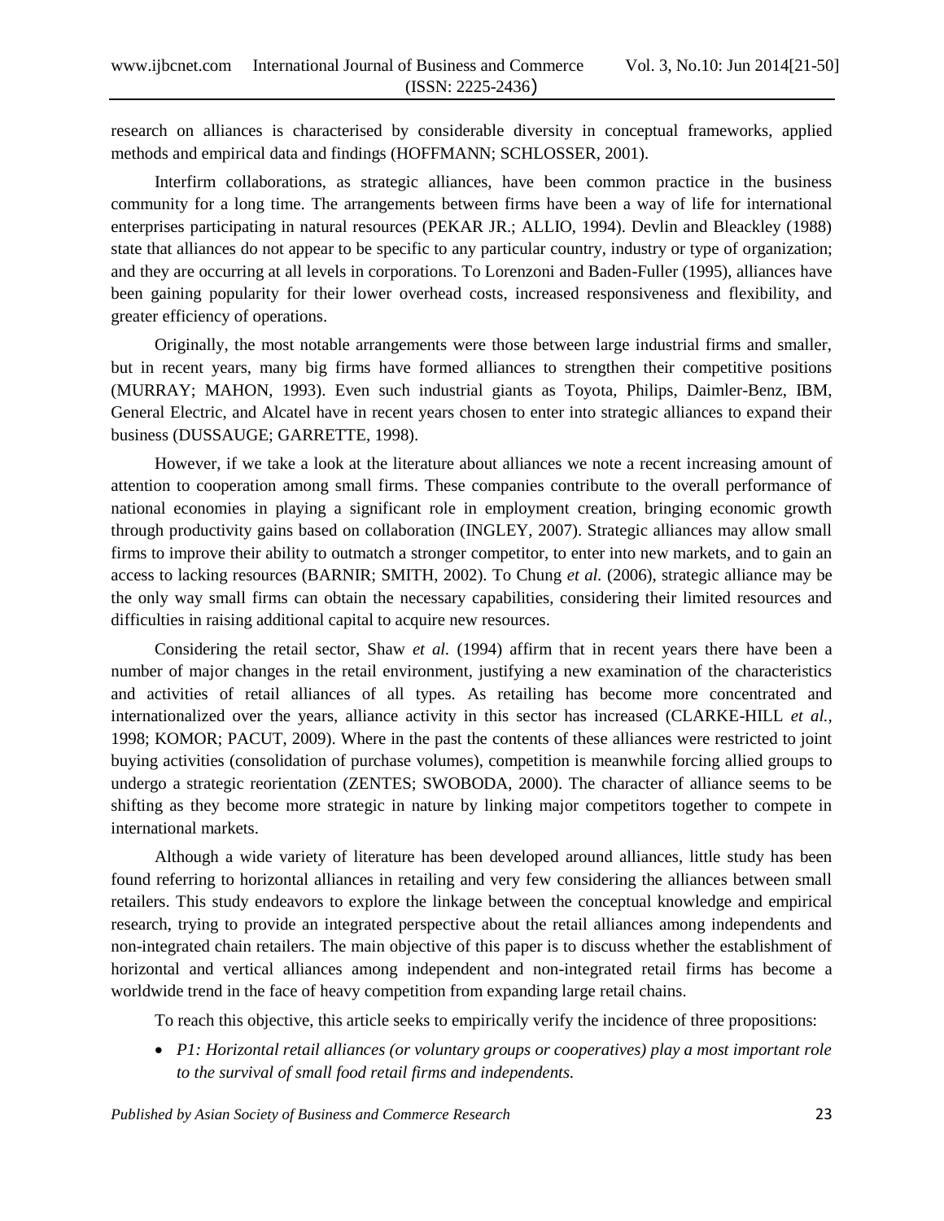research on alliances is characterised by considerable diversity in conceptual frameworks, applied methods and empirical data and findings (HOFFMANN; SCHLOSSER, 2001).

Interfirm collaborations, as strategic alliances, have been common practice in the business community for a long time. The arrangements between firms have been a way of life for international enterprises participating in natural resources (PEKAR JR.; ALLIO, 1994). Devlin and Bleackley (1988) state that alliances do not appear to be specific to any particular country, industry or type of organization; and they are occurring at all levels in corporations. To Lorenzoni and Baden-Fuller (1995), alliances have been gaining popularity for their lower overhead costs, increased responsiveness and flexibility, and greater efficiency of operations.

Originally, the most notable arrangements were those between large industrial firms and smaller, but in recent years, many big firms have formed alliances to strengthen their competitive positions (MURRAY; MAHON, 1993). Even such industrial giants as Toyota, Philips, Daimler-Benz, IBM, General Electric, and Alcatel have in recent years chosen to enter into strategic alliances to expand their business (DUSSAUGE; GARRETTE, 1998).

However, if we take a look at the literature about alliances we note a recent increasing amount of attention to cooperation among small firms. These companies contribute to the overall performance of national economies in playing a significant role in employment creation, bringing economic growth through productivity gains based on collaboration (INGLEY, 2007). Strategic alliances may allow small firms to improve their ability to outmatch a stronger competitor, to enter into new markets, and to gain an access to lacking resources (BARNIR; SMITH, 2002). To Chung *et al.* (2006), strategic alliance may be the only way small firms can obtain the necessary capabilities, considering their limited resources and difficulties in raising additional capital to acquire new resources.

Considering the retail sector, Shaw *et al.* (1994) affirm that in recent years there have been a number of major changes in the retail environment, justifying a new examination of the characteristics and activities of retail alliances of all types. As retailing has become more concentrated and internationalized over the years, alliance activity in this sector has increased (CLARKE-HILL *et al.*, 1998; KOMOR; PACUT, 2009). Where in the past the contents of these alliances were restricted to joint buying activities (consolidation of purchase volumes), competition is meanwhile forcing allied groups to undergo a strategic reorientation (ZENTES; SWOBODA, 2000). The character of alliance seems to be shifting as they become more strategic in nature by linking major competitors together to compete in international markets.

Although a wide variety of literature has been developed around alliances, little study has been found referring to horizontal alliances in retailing and very few considering the alliances between small retailers. This study endeavors to explore the linkage between the conceptual knowledge and empirical research, trying to provide an integrated perspective about the retail alliances among independents and non-integrated chain retailers. The main objective of this paper is to discuss whether the establishment of horizontal and vertical alliances among independent and non-integrated retail firms has become a worldwide trend in the face of heavy competition from expanding large retail chains.

To reach this objective, this article seeks to empirically verify the incidence of three propositions:

- *P1: Horizontal retail alliances (or voluntary groups or cooperatives) play a most important role to the survival of small food retail firms and independents.*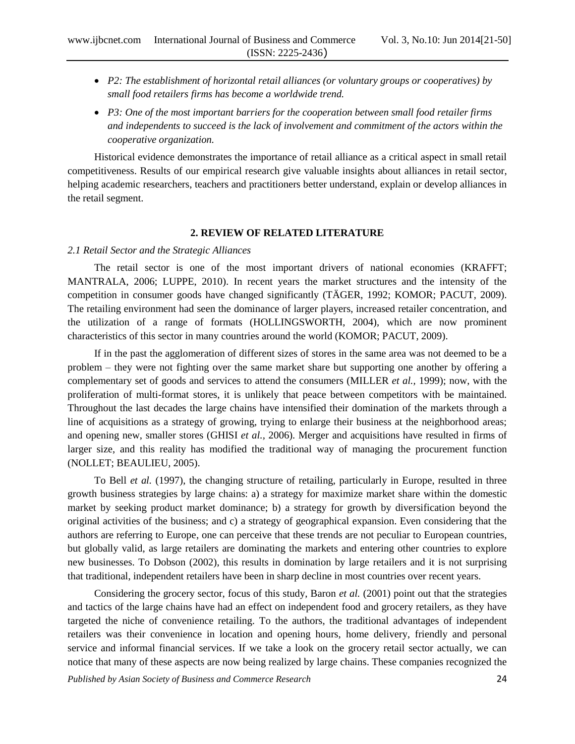- *P2: The establishment of horizontal retail alliances (or voluntary groups or cooperatives) by small food retailers firms has become a worldwide trend.*
- *P3: One of the most important barriers for the cooperation between small food retailer firms and independents to succeed is the lack of involvement and commitment of the actors within the cooperative organization.*

Historical evidence demonstrates the importance of retail alliance as a critical aspect in small retail competitiveness. Results of our empirical research give valuable insights about alliances in retail sector, helping academic researchers, teachers and practitioners better understand, explain or develop alliances in the retail segment.

## 2. REVIEW OF RELATED LITERATURE

### *2.1 Retail Sector and the Strategic Alliances*

The retail sector is one of the most important drivers of national economies (KRAFFT; MANTRALA, 2006; LUPPE, 2010). In recent years the market structures and the intensity of the competition in consumer goods have changed significantly (TÄGER, 1992; KOMOR; PACUT, 2009). The retailing environment had seen the dominance of larger players, increased retailer concentration, and the utilization of a range of formats (HOLLINGSWORTH, 2004), which are now prominent characteristics of this sector in many countries around the world (KOMOR; PACUT, 2009).

If in the past the agglomeration of different sizes of stores in the same area was not deemed to be a problem – they were not fighting over the same market share but supporting one another by offering a complementary set of goods and services to attend the consumers (MILLER *et al.,* 1999); now, with the proliferation of multi-format stores, it is unlikely that peace between competitors with be maintained. Throughout the last decades the large chains have intensified their domination of the markets through a line of acquisitions as a strategy of growing, trying to enlarge their business at the neighborhood areas; and opening new, smaller stores (GHISI *et al.,* 2006). Merger and acquisitions have resulted in firms of larger size, and this reality has modified the traditional way of managing the procurement function (NOLLET; BEAULIEU, 2005).

To Bell *et al.* (1997), the changing structure of retailing, particularly in Europe, resulted in three growth business strategies by large chains: a) a strategy for maximize market share within the domestic market by seeking product market dominance; b) a strategy for growth by diversification beyond the original activities of the business; and c) a strategy of geographical expansion. Even considering that the authors are referring to Europe, one can perceive that these trends are not peculiar to European countries, but globally valid, as large retailers are dominating the markets and entering other countries to explore new businesses. To Dobson (2002), this results in domination by large retailers and it is not surprising that traditional, independent retailers have been in sharp decline in most countries over recent years.

Considering the grocery sector, focus of this study, Baron *et al.* (2001) point out that the strategies and tactics of the large chains have had an effect on independent food and grocery retailers, as they have targeted the niche of convenience retailing. To the authors, the traditional advantages of independent retailers was their convenience in location and opening hours, home delivery, friendly and personal service and informal financial services. If we take a look on the grocery retail sector actually, we can notice that many of these aspects are now being realized by large chains. These companies recognized the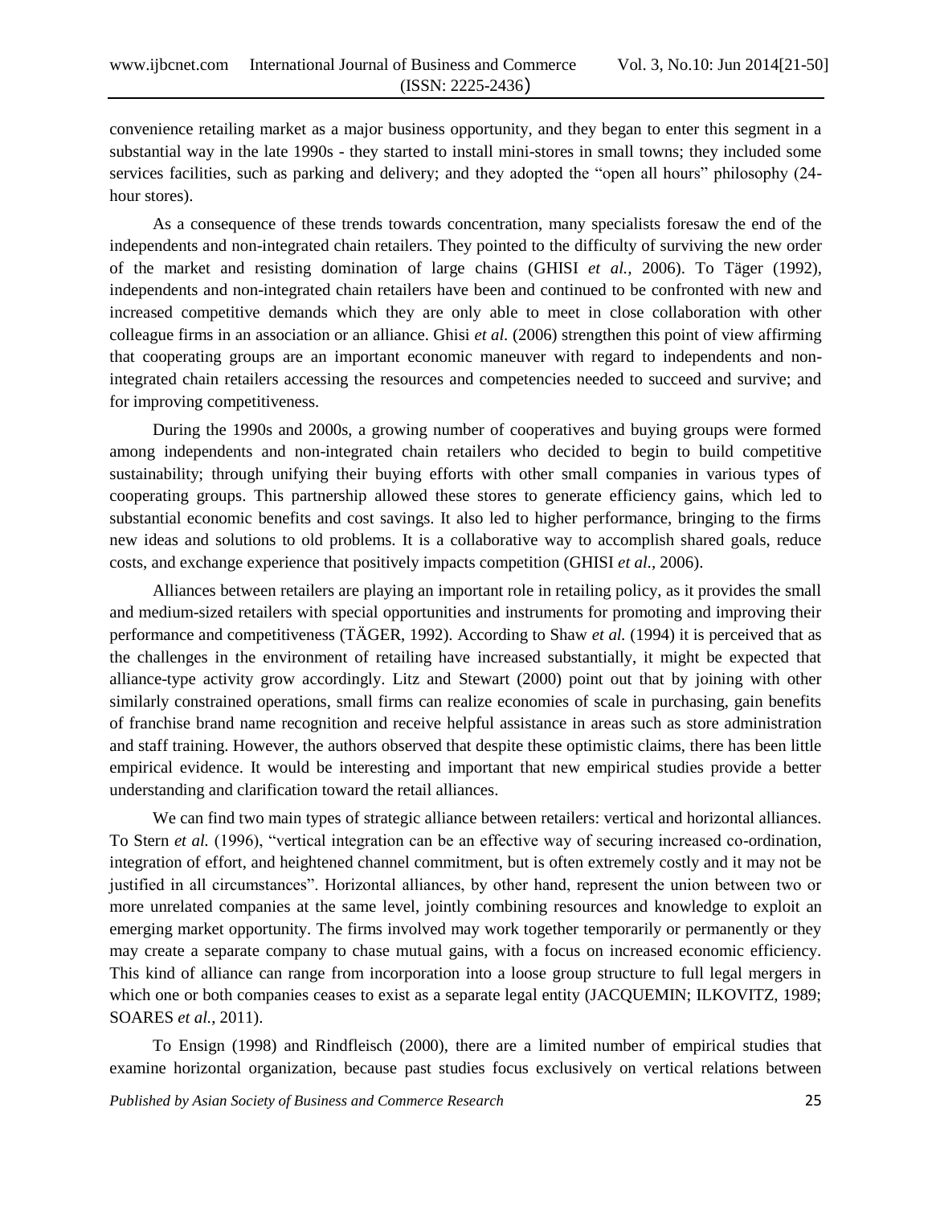convenience retailing market as a major business opportunity, and they began to enter this segment in a substantial way in the late 1990s - they started to install mini-stores in small towns; they included some services facilities, such as parking and delivery; and they adopted the "open all hours" philosophy (24-hour stores).

As a consequence of these trends towards concentration, many specialists foresaw the end of the independents and non-integrated chain retailers. They pointed to the difficulty of surviving the new order of the market and resisting domination of large chains (GHISI *et al.*, 2006). To Täger (1992), independents and non-integrated chain retailers have been and continued to be confronted with new and increased competitive demands which they are only able to meet in close collaboration with other colleague firms in an association or an alliance. Ghisi *et al.* (2006) strengthen this point of view affirming that cooperating groups are an important economic maneuver with regard to independents and non-integrated chain retailers accessing the resources and competencies needed to succeed and survive; and for improving competitiveness.

During the 1990s and 2000s, a growing number of cooperatives and buying groups were formed among independents and non-integrated chain retailers who decided to begin to build competitive sustainability; through unifying their buying efforts with other small companies in various types of cooperating groups. This partnership allowed these stores to generate efficiency gains, which led to substantial economic benefits and cost savings. It also led to higher performance, bringing to the firms new ideas and solutions to old problems. It is a collaborative way to accomplish shared goals, reduce costs, and exchange experience that positively impacts competition (GHISI *et al.*, 2006).

Alliances between retailers are playing an important role in retailing policy, as it provides the small and medium-sized retailers with special opportunities and instruments for promoting and improving their performance and competitiveness (TÄGER, 1992). According to Shaw *et al.* (1994) it is perceived that as the challenges in the environment of retailing have increased substantially, it might be expected that alliance-type activity grow accordingly. Litz and Stewart (2000) point out that by joining with other similarly constrained operations, small firms can realize economies of scale in purchasing, gain benefits of franchise brand name recognition and receive helpful assistance in areas such as store administration and staff training. However, the authors observed that despite these optimistic claims, there has been little empirical evidence. It would be interesting and important that new empirical studies provide a better understanding and clarification toward the retail alliances.

We can find two main types of strategic alliance between retailers: vertical and horizontal alliances. To Stern *et al.* (1996), "vertical integration can be an effective way of securing increased co-ordination, integration of effort, and heightened channel commitment, but is often extremely costly and it may not be justified in all circumstances". Horizontal alliances, by other hand, represent the union between two or more unrelated companies at the same level, jointly combining resources and knowledge to exploit an emerging market opportunity. The firms involved may work together temporarily or permanently or they may create a separate company to chase mutual gains, with a focus on increased economic efficiency. This kind of alliance can range from incorporation into a loose group structure to full legal mergers in which one or both companies ceases to exist as a separate legal entity (JACQUEMIN; ILKOVITZ, 1989; SOARES *et al.*, 2011).

To Ensign (1998) and Rindfleisch (2000), there are a limited number of empirical studies that examine horizontal organization, because past studies focus exclusively on vertical relations between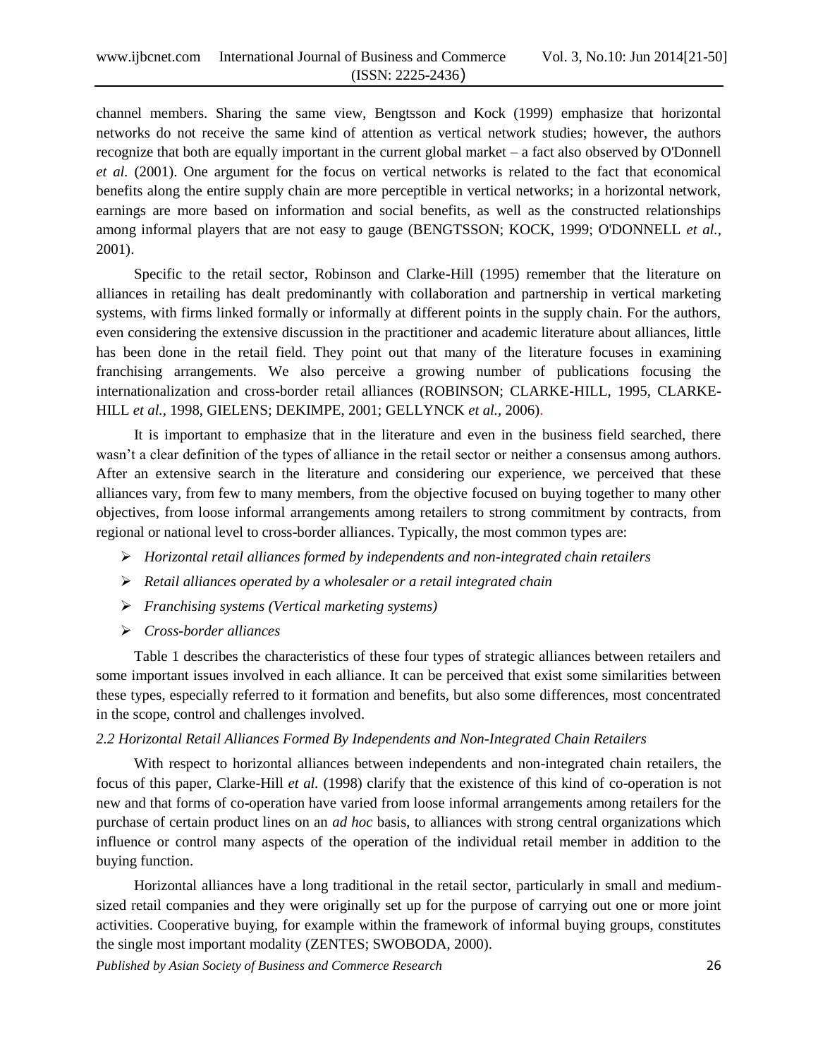channel members. Sharing the same view, Bengtsson and Kock (1999) emphasize that horizontal networks do not receive the same kind of attention as vertical network studies; however, the authors recognize that both are equally important in the current global market – a fact also observed by O'Donnell *et al*. (2001). One argument for the focus on vertical networks is related to the fact that economical benefits along the entire supply chain are more perceptible in vertical networks; in a horizontal network, earnings are more based on information and social benefits, as well as the constructed relationships among informal players that are not easy to gauge (BENGTSSON; KOCK, 1999; O'DONNELL *et al.,* 2001).

Specific to the retail sector, Robinson and Clarke-Hill (1995) remember that the literature on alliances in retailing has dealt predominantly with collaboration and partnership in vertical marketing systems, with firms linked formally or informally at different points in the supply chain. For the authors, even considering the extensive discussion in the practitioner and academic literature about alliances, little has been done in the retail field. They point out that many of the literature focuses in examining franchising arrangements. We also perceive a growing number of publications focusing the internationalization and cross-border retail alliances (ROBINSON; CLARKE-HILL, 1995, CLARKE-HILL *et al.,* 1998, GIELENS; DEKIMPE, 2001; GELLYNCK *et al.,* 2006).

It is important to emphasize that in the literature and even in the business field searched, there wasn't a clear definition of the types of alliance in the retail sector or neither a consensus among authors. After an extensive search in the literature and considering our experience, we perceived that these alliances vary, from few to many members, from the objective focused on buying together to many other objectives, from loose informal arrangements among retailers to strong commitment by contracts, from regional or national level to cross-border alliances. Typically, the most common types are:

- *Horizontal retail alliances formed by independents and non-integrated chain retailers*
- *Retail alliances operated by a wholesaler or a retail integrated chain*
- *Franchising systems (Vertical marketing systems)*
- *Cross-border alliances*

Table 1 describes the characteristics of these four types of strategic alliances between retailers and some important issues involved in each alliance. It can be perceived that exist some similarities between these types, especially referred to it formation and benefits, but also some differences, most concentrated in the scope, control and challenges involved.

### *2.2 Horizontal Retail Alliances Formed By Independents and Non-Integrated Chain Retailers*

With respect to horizontal alliances between independents and non-integrated chain retailers, the focus of this paper, Clarke-Hill *et al.* (1998) clarify that the existence of this kind of co-operation is not new and that forms of co-operation have varied from loose informal arrangements among retailers for the purchase of certain product lines on an *ad hoc* basis, to alliances with strong central organizations which influence or control many aspects of the operation of the individual retail member in addition to the buying function.

Horizontal alliances have a long traditional in the retail sector, particularly in small and medium-sized retail companies and they were originally set up for the purpose of carrying out one or more joint activities. Cooperative buying, for example within the framework of informal buying groups, constitutes the single most important modality (ZENTES; SWOBODA, 2000).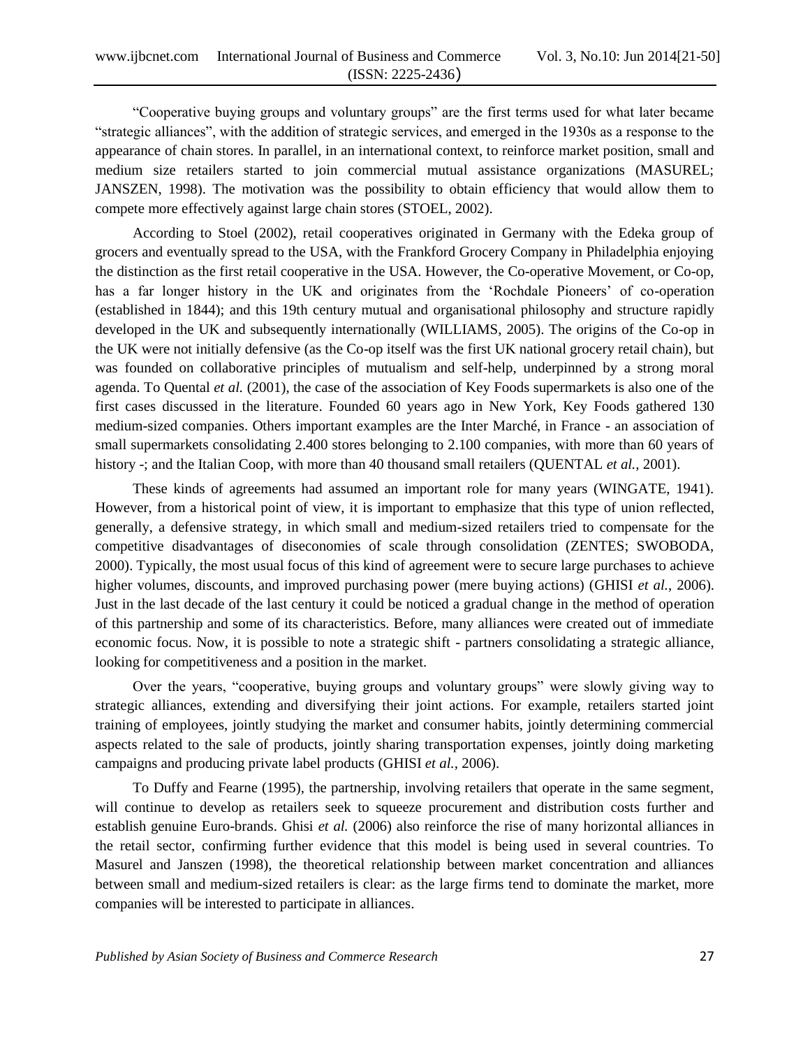“Cooperative buying groups and voluntary groups” are the first terms used for what later became “strategic alliances”, with the addition of strategic services, and emerged in the 1930s as a response to the appearance of chain stores. In parallel, in an international context, to reinforce market position, small and medium size retailers started to join commercial mutual assistance organizations (MASUREL; JANSZEN, 1998). The motivation was the possibility to obtain efficiency that would allow them to compete more effectively against large chain stores (STOEL, 2002).

According to Stoel (2002), retail cooperatives originated in Germany with the Edeka group of grocers and eventually spread to the USA, with the Frankford Grocery Company in Philadelphia enjoying the distinction as the first retail cooperative in the USA. However, the Co-operative Movement, or Co-op, has a far longer history in the UK and originates from the ‘Rochdale Pioneers’ of co-operation (established in 1844); and this 19th century mutual and organisational philosophy and structure rapidly developed in the UK and subsequently internationally (WILLIAMS, 2005). The origins of the Co-op in the UK were not initially defensive (as the Co-op itself was the first UK national grocery retail chain), but was founded on collaborative principles of mutualism and self-help, underpinned by a strong moral agenda. To Quental *et al.* (2001), the case of the association of Key Foods supermarkets is also one of the first cases discussed in the literature. Founded 60 years ago in New York, Key Foods gathered 130 medium-sized companies. Others important examples are the Inter Marché, in France - an association of small supermarkets consolidating 2.400 stores belonging to 2.100 companies, with more than 60 years of history -; and the Italian Coop, with more than 40 thousand small retailers (QUENTAL *et al.,* 2001).

These kinds of agreements had assumed an important role for many years (WINGATE, 1941). However, from a historical point of view, it is important to emphasize that this type of union reflected, generally, a defensive strategy, in which small and medium-sized retailers tried to compensate for the competitive disadvantages of diseconomies of scale through consolidation (ZENTES; SWOBODA, 2000). Typically, the most usual focus of this kind of agreement were to secure large purchases to achieve higher volumes, discounts, and improved purchasing power (mere buying actions) (GHISI *et al.,* 2006). Just in the last decade of the last century it could be noticed a gradual change in the method of operation of this partnership and some of its characteristics. Before, many alliances were created out of immediate economic focus. Now, it is possible to note a strategic shift - partners consolidating a strategic alliance, looking for competitiveness and a position in the market.

Over the years, “cooperative, buying groups and voluntary groups” were slowly giving way to strategic alliances, extending and diversifying their joint actions. For example, retailers started joint training of employees, jointly studying the market and consumer habits, jointly determining commercial aspects related to the sale of products, jointly sharing transportation expenses, jointly doing marketing campaigns and producing private label products (GHISI *et al.,* 2006).

To Duffy and Fearne (1995), the partnership, involving retailers that operate in the same segment, will continue to develop as retailers seek to squeeze procurement and distribution costs further and establish genuine Euro-brands. Ghisi *et al.* (2006) also reinforce the rise of many horizontal alliances in the retail sector, confirming further evidence that this model is being used in several countries. To Masurel and Janszen (1998), the theoretical relationship between market concentration and alliances between small and medium-sized retailers is clear: as the large firms tend to dominate the market, more companies will be interested to participate in alliances.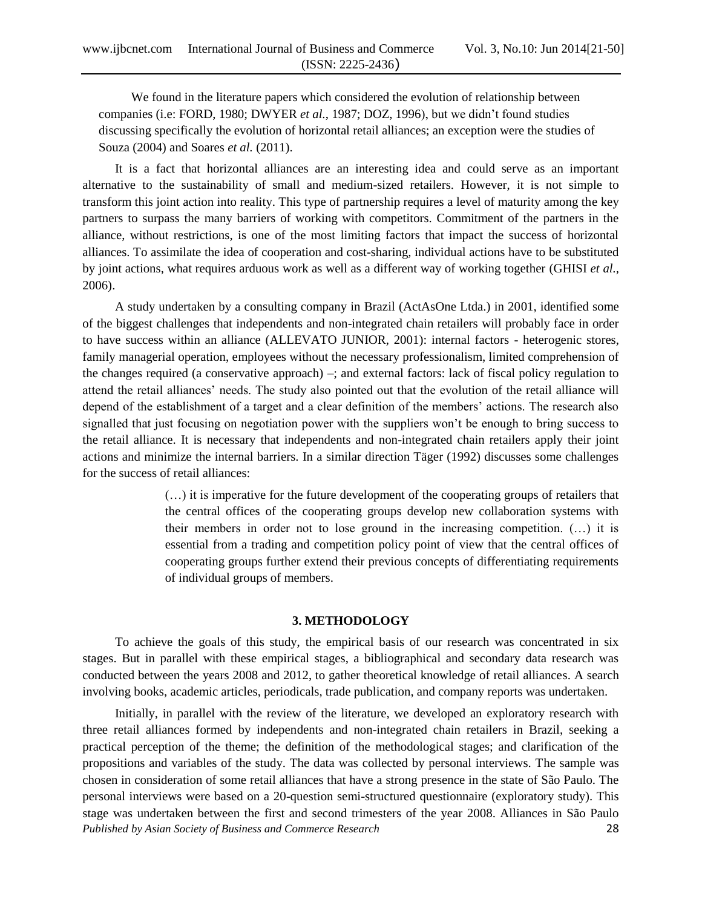We found in the literature papers which considered the evolution of relationship between companies (i.e: FORD, 1980; DWYER *et al.*, 1987; DOZ, 1996), but we didn't found studies discussing specifically the evolution of horizontal retail alliances; an exception were the studies of Souza (2004) and Soares *et al.* (2011).

It is a fact that horizontal alliances are an interesting idea and could serve as an important alternative to the sustainability of small and medium-sized retailers. However, it is not simple to transform this joint action into reality. This type of partnership requires a level of maturity among the key partners to surpass the many barriers of working with competitors. Commitment of the partners in the alliance, without restrictions, is one of the most limiting factors that impact the success of horizontal alliances. To assimilate the idea of cooperation and cost-sharing, individual actions have to be substituted by joint actions, what requires arduous work as well as a different way of working together (GHISI *et al.*, 2006).

A study undertaken by a consulting company in Brazil (ActAsOne Ltda.) in 2001, identified some of the biggest challenges that independents and non-integrated chain retailers will probably face in order to have success within an alliance (ALLEVATO JUNIOR, 2001): internal factors - heterogenic stores, family managerial operation, employees without the necessary professionalism, limited comprehension of the changes required (a conservative approach) –; and external factors: lack of fiscal policy regulation to attend the retail alliances' needs. The study also pointed out that the evolution of the retail alliance will depend of the establishment of a target and a clear definition of the members' actions. The research also signalled that just focusing on negotiation power with the suppliers won't be enough to bring success to the retail alliance. It is necessary that independents and non-integrated chain retailers apply their joint actions and minimize the internal barriers. In a similar direction Täger (1992) discusses some challenges for the success of retail alliances:

> (…) it is imperative for the future development of the cooperating groups of retailers that the central offices of the cooperating groups develop new collaboration systems with their members in order not to lose ground in the increasing competition. (…) it is essential from a trading and competition policy point of view that the central offices of cooperating groups further extend their previous concepts of differentiating requirements of individual groups of members.

## 3. METHODOLOGY

To achieve the goals of this study, the empirical basis of our research was concentrated in six stages. But in parallel with these empirical stages, a bibliographical and secondary data research was conducted between the years 2008 and 2012, to gather theoretical knowledge of retail alliances. A search involving books, academic articles, periodicals, trade publication, and company reports was undertaken.

Initially, in parallel with the review of the literature, we developed an exploratory research with three retail alliances formed by independents and non-integrated chain retailers in Brazil, seeking a practical perception of the theme; the definition of the methodological stages; and clarification of the propositions and variables of the study. The data was collected by personal interviews. The sample was chosen in consideration of some retail alliances that have a strong presence in the state of São Paulo. The personal interviews were based on a 20-question semi-structured questionnaire (exploratory study). This stage was undertaken between the first and second trimesters of the year 2008. Alliances in São Paulo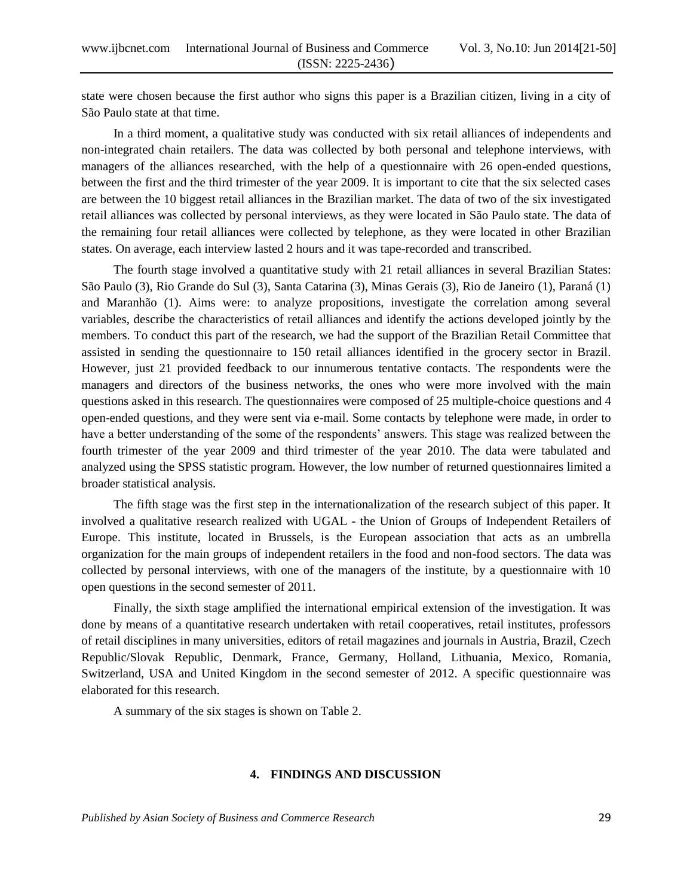state were chosen because the first author who signs this paper is a Brazilian citizen, living in a city of São Paulo state at that time.

In a third moment, a qualitative study was conducted with six retail alliances of independents and non-integrated chain retailers. The data was collected by both personal and telephone interviews, with managers of the alliances researched, with the help of a questionnaire with 26 open-ended questions, between the first and the third trimester of the year 2009. It is important to cite that the six selected cases are between the 10 biggest retail alliances in the Brazilian market. The data of two of the six investigated retail alliances was collected by personal interviews, as they were located in São Paulo state. The data of the remaining four retail alliances were collected by telephone, as they were located in other Brazilian states. On average, each interview lasted 2 hours and it was tape-recorded and transcribed.

The fourth stage involved a quantitative study with 21 retail alliances in several Brazilian States: São Paulo (3), Rio Grande do Sul (3), Santa Catarina (3), Minas Gerais (3), Rio de Janeiro (1), Paraná (1) and Maranhão (1). Aims were: to analyze propositions, investigate the correlation among several variables, describe the characteristics of retail alliances and identify the actions developed jointly by the members. To conduct this part of the research, we had the support of the Brazilian Retail Committee that assisted in sending the questionnaire to 150 retail alliances identified in the grocery sector in Brazil. However, just 21 provided feedback to our innumerous tentative contacts. The respondents were the managers and directors of the business networks, the ones who were more involved with the main questions asked in this research. The questionnaires were composed of 25 multiple-choice questions and 4 open-ended questions, and they were sent via e-mail. Some contacts by telephone were made, in order to have a better understanding of the some of the respondents' answers. This stage was realized between the fourth trimester of the year 2009 and third trimester of the year 2010. The data were tabulated and analyzed using the SPSS statistic program. However, the low number of returned questionnaires limited a broader statistical analysis.

The fifth stage was the first step in the internationalization of the research subject of this paper. It involved a qualitative research realized with UGAL - the Union of Groups of Independent Retailers of Europe. This institute, located in Brussels, is the European association that acts as an umbrella organization for the main groups of independent retailers in the food and non-food sectors. The data was collected by personal interviews, with one of the managers of the institute, by a questionnaire with 10 open questions in the second semester of 2011.

Finally, the sixth stage amplified the international empirical extension of the investigation. It was done by means of a quantitative research undertaken with retail cooperatives, retail institutes, professors of retail disciplines in many universities, editors of retail magazines and journals in Austria, Brazil, Czech Republic/Slovak Republic, Denmark, France, Germany, Holland, Lithuania, Mexico, Romania, Switzerland, USA and United Kingdom in the second semester of 2012. A specific questionnaire was elaborated for this research.

A summary of the six stages is shown on Table 2.

## 4. FINDINGS AND DISCUSSION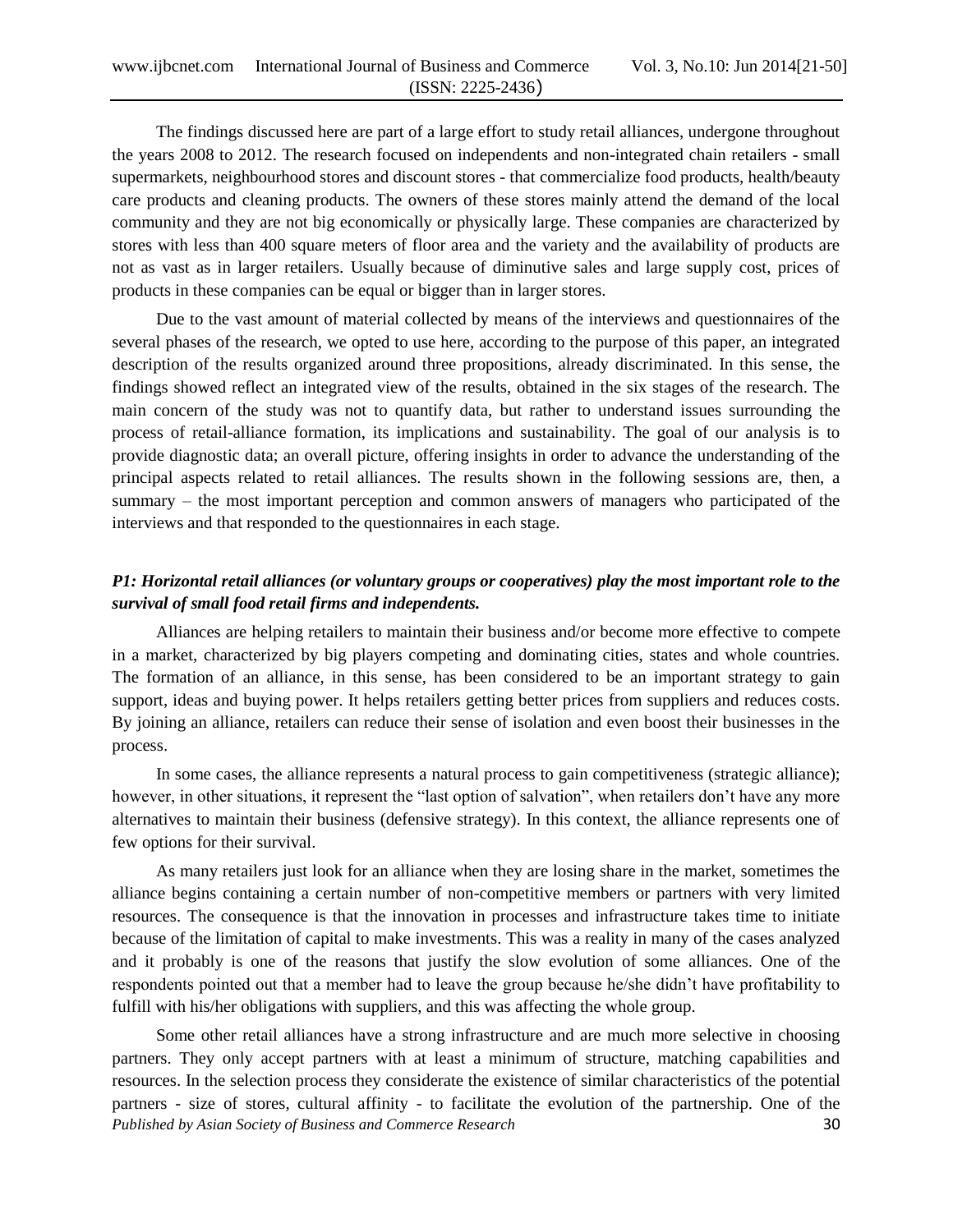The findings discussed here are part of a large effort to study retail alliances, undergone throughout the years 2008 to 2012. The research focused on independents and non-integrated chain retailers - small supermarkets, neighbourhood stores and discount stores - that commercialize food products, health/beauty care products and cleaning products. The owners of these stores mainly attend the demand of the local community and they are not big economically or physically large. These companies are characterized by stores with less than 400 square meters of floor area and the variety and the availability of products are not as vast as in larger retailers. Usually because of diminutive sales and large supply cost, prices of products in these companies can be equal or bigger than in larger stores.

Due to the vast amount of material collected by means of the interviews and questionnaires of the several phases of the research, we opted to use here, according to the purpose of this paper, an integrated description of the results organized around three propositions, already discriminated. In this sense, the findings showed reflect an integrated view of the results, obtained in the six stages of the research. The main concern of the study was not to quantify data, but rather to understand issues surrounding the process of retail-alliance formation, its implications and sustainability. The goal of our analysis is to provide diagnostic data; an overall picture, offering insights in order to advance the understanding of the principal aspects related to retail alliances. The results shown in the following sessions are, then, a summary – the most important perception and common answers of managers who participated of the interviews and that responded to the questionnaires in each stage.

***P1: Horizontal retail alliances (or voluntary groups or cooperatives) play the most important role to the survival of small food retail firms and independents.***

Alliances are helping retailers to maintain their business and/or become more effective to compete in a market, characterized by big players competing and dominating cities, states and whole countries. The formation of an alliance, in this sense, has been considered to be an important strategy to gain support, ideas and buying power. It helps retailers getting better prices from suppliers and reduces costs. By joining an alliance, retailers can reduce their sense of isolation and even boost their businesses in the process.

In some cases, the alliance represents a natural process to gain competitiveness (strategic alliance); however, in other situations, it represent the "last option of salvation", when retailers don't have any more alternatives to maintain their business (defensive strategy). In this context, the alliance represents one of few options for their survival.

As many retailers just look for an alliance when they are losing share in the market, sometimes the alliance begins containing a certain number of non-competitive members or partners with very limited resources. The consequence is that the innovation in processes and infrastructure takes time to initiate because of the limitation of capital to make investments. This was a reality in many of the cases analyzed and it probably is one of the reasons that justify the slow evolution of some alliances. One of the respondents pointed out that a member had to leave the group because he/she didn't have profitability to fulfill with his/her obligations with suppliers, and this was affecting the whole group.

Some other retail alliances have a strong infrastructure and are much more selective in choosing partners. They only accept partners with at least a minimum of structure, matching capabilities and resources. In the selection process they considerate the existence of similar characteristics of the potential partners - size of stores, cultural affinity - to facilitate the evolution of the partnership. One of the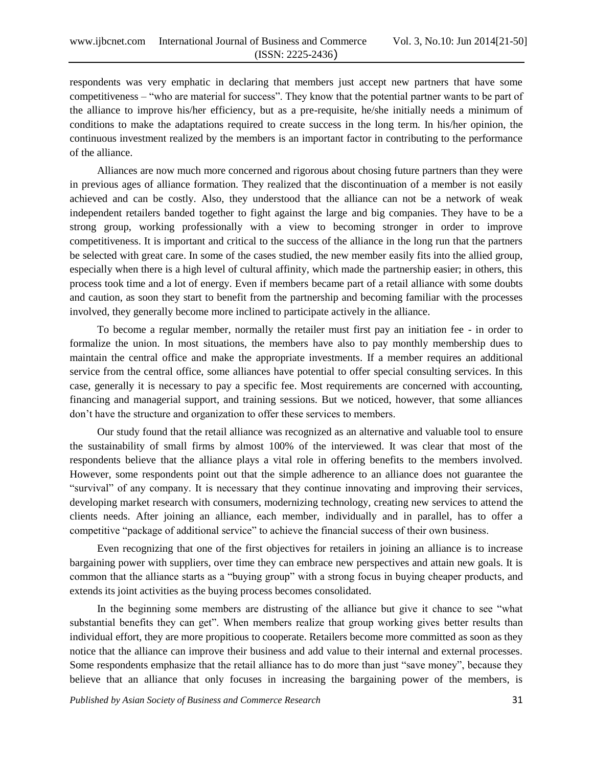respondents was very emphatic in declaring that members just accept new partners that have some competitiveness – "who are material for success". They know that the potential partner wants to be part of the alliance to improve his/her efficiency, but as a pre-requisite, he/she initially needs a minimum of conditions to make the adaptations required to create success in the long term. In his/her opinion, the continuous investment realized by the members is an important factor in contributing to the performance of the alliance.

Alliances are now much more concerned and rigorous about chosing future partners than they were in previous ages of alliance formation. They realized that the discontinuation of a member is not easily achieved and can be costly. Also, they understood that the alliance can not be a network of weak independent retailers banded together to fight against the large and big companies. They have to be a strong group, working professionally with a view to becoming stronger in order to improve competitiveness. It is important and critical to the success of the alliance in the long run that the partners be selected with great care. In some of the cases studied, the new member easily fits into the allied group, especially when there is a high level of cultural affinity, which made the partnership easier; in others, this process took time and a lot of energy. Even if members became part of a retail alliance with some doubts and caution, as soon they start to benefit from the partnership and becoming familiar with the processes involved, they generally become more inclined to participate actively in the alliance.

To become a regular member, normally the retailer must first pay an initiation fee - in order to formalize the union. In most situations, the members have also to pay monthly membership dues to maintain the central office and make the appropriate investments. If a member requires an additional service from the central office, some alliances have potential to offer special consulting services. In this case, generally it is necessary to pay a specific fee. Most requirements are concerned with accounting, financing and managerial support, and training sessions. But we noticed, however, that some alliances don't have the structure and organization to offer these services to members.

Our study found that the retail alliance was recognized as an alternative and valuable tool to ensure the sustainability of small firms by almost 100% of the interviewed. It was clear that most of the respondents believe that the alliance plays a vital role in offering benefits to the members involved. However, some respondents point out that the simple adherence to an alliance does not guarantee the "survival" of any company. It is necessary that they continue innovating and improving their services, developing market research with consumers, modernizing technology, creating new services to attend the clients needs. After joining an alliance, each member, individually and in parallel, has to offer a competitive "package of additional service" to achieve the financial success of their own business.

Even recognizing that one of the first objectives for retailers in joining an alliance is to increase bargaining power with suppliers, over time they can embrace new perspectives and attain new goals. It is common that the alliance starts as a "buying group" with a strong focus in buying cheaper products, and extends its joint activities as the buying process becomes consolidated.

In the beginning some members are distrusting of the alliance but give it chance to see "what substantial benefits they can get". When members realize that group working gives better results than individual effort, they are more propitious to cooperate. Retailers become more committed as soon as they notice that the alliance can improve their business and add value to their internal and external processes. Some respondents emphasize that the retail alliance has to do more than just "save money", because they believe that an alliance that only focuses in increasing the bargaining power of the members, is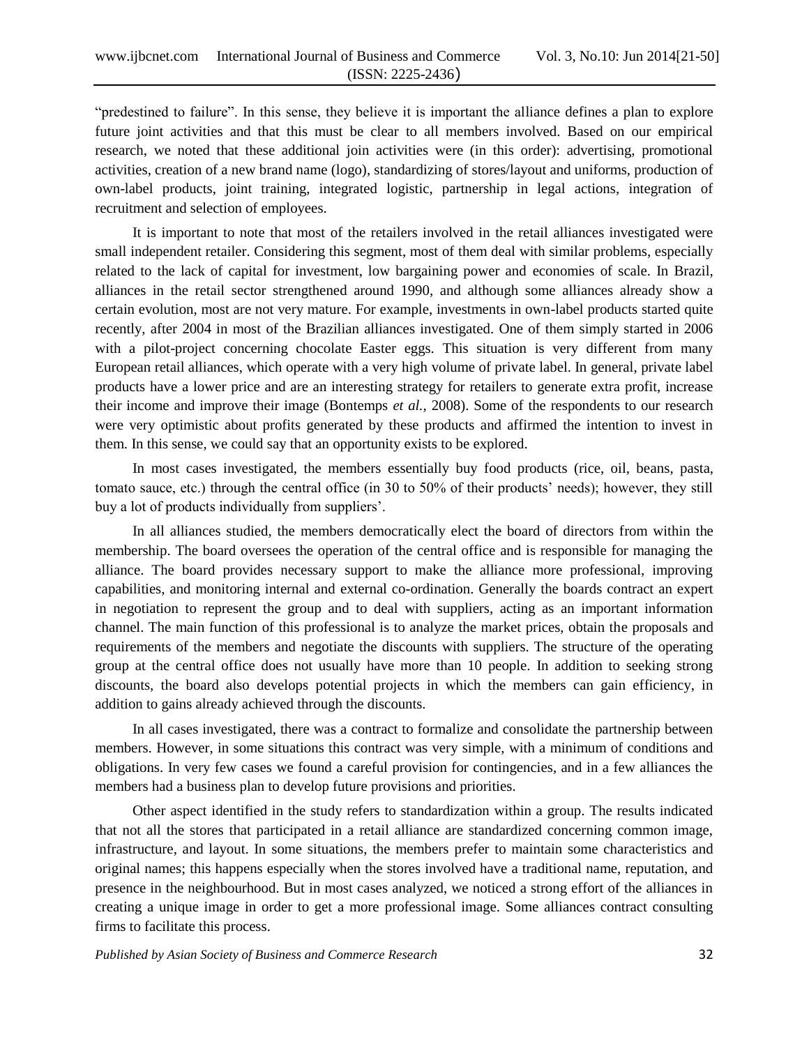"predestined to failure". In this sense, they believe it is important the alliance defines a plan to explore future joint activities and that this must be clear to all members involved. Based on our empirical research, we noted that these additional join activities were (in this order): advertising, promotional activities, creation of a new brand name (logo), standardizing of stores/layout and uniforms, production of own-label products, joint training, integrated logistic, partnership in legal actions, integration of recruitment and selection of employees.

It is important to note that most of the retailers involved in the retail alliances investigated were small independent retailer. Considering this segment, most of them deal with similar problems, especially related to the lack of capital for investment, low bargaining power and economies of scale. In Brazil, alliances in the retail sector strengthened around 1990, and although some alliances already show a certain evolution, most are not very mature. For example, investments in own-label products started quite recently, after 2004 in most of the Brazilian alliances investigated. One of them simply started in 2006 with a pilot-project concerning chocolate Easter eggs. This situation is very different from many European retail alliances, which operate with a very high volume of private label. In general, private label products have a lower price and are an interesting strategy for retailers to generate extra profit, increase their income and improve their image (Bontemps *et al.,* 2008). Some of the respondents to our research were very optimistic about profits generated by these products and affirmed the intention to invest in them. In this sense, we could say that an opportunity exists to be explored.

In most cases investigated, the members essentially buy food products (rice, oil, beans, pasta, tomato sauce, etc.) through the central office (in 30 to 50% of their products' needs); however, they still buy a lot of products individually from suppliers'.

In all alliances studied, the members democratically elect the board of directors from within the membership. The board oversees the operation of the central office and is responsible for managing the alliance. The board provides necessary support to make the alliance more professional, improving capabilities, and monitoring internal and external co-ordination. Generally the boards contract an expert in negotiation to represent the group and to deal with suppliers, acting as an important information channel. The main function of this professional is to analyze the market prices, obtain the proposals and requirements of the members and negotiate the discounts with suppliers. The structure of the operating group at the central office does not usually have more than 10 people. In addition to seeking strong discounts, the board also develops potential projects in which the members can gain efficiency, in addition to gains already achieved through the discounts.

In all cases investigated, there was a contract to formalize and consolidate the partnership between members. However, in some situations this contract was very simple, with a minimum of conditions and obligations. In very few cases we found a careful provision for contingencies, and in a few alliances the members had a business plan to develop future provisions and priorities.

Other aspect identified in the study refers to standardization within a group. The results indicated that not all the stores that participated in a retail alliance are standardized concerning common image, infrastructure, and layout. In some situations, the members prefer to maintain some characteristics and original names; this happens especially when the stores involved have a traditional name, reputation, and presence in the neighbourhood. But in most cases analyzed, we noticed a strong effort of the alliances in creating a unique image in order to get a more professional image. Some alliances contract consulting firms to facilitate this process.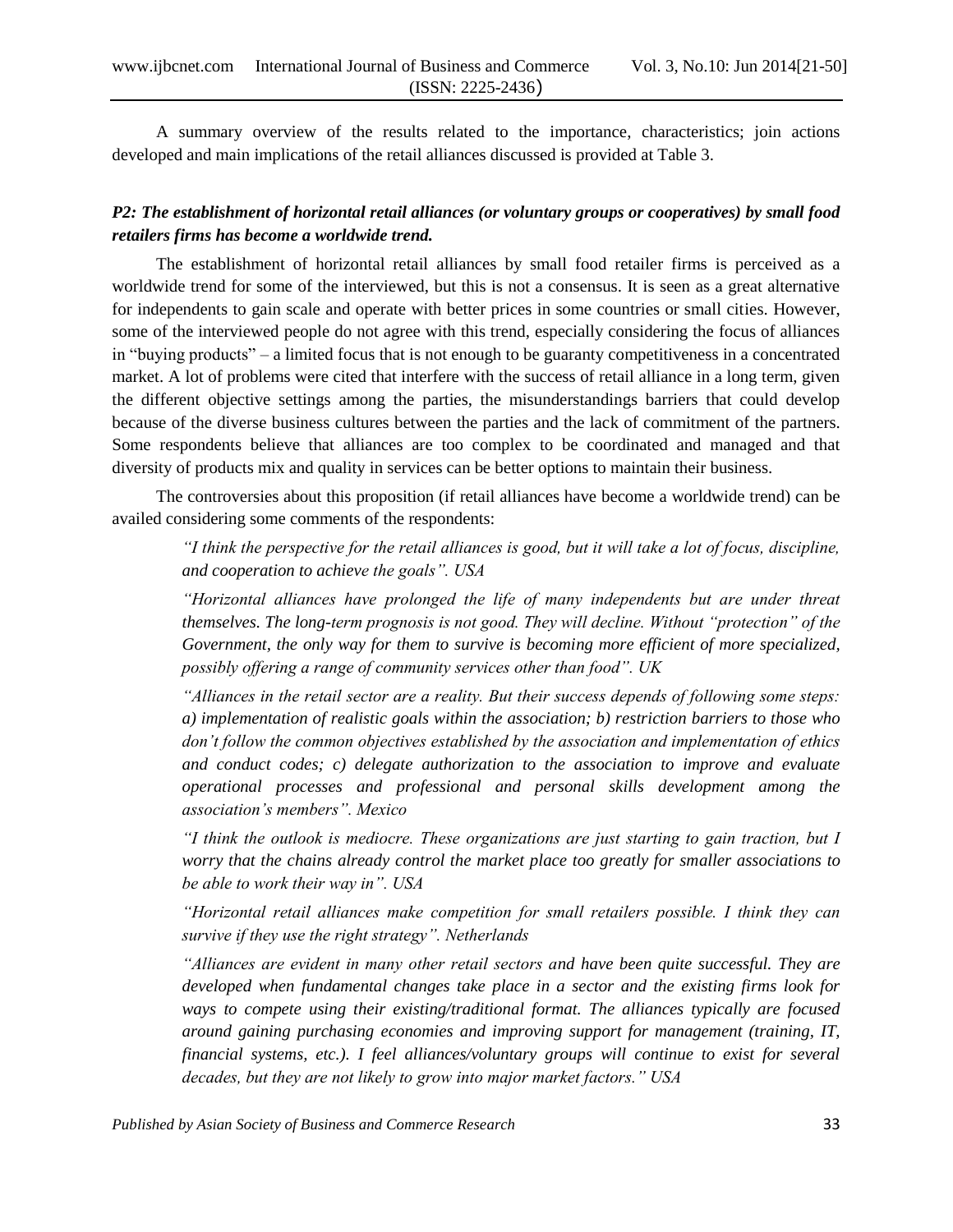A summary overview of the results related to the importance, characteristics; join actions developed and main implications of the retail alliances discussed is provided at Table 3.

***P2: The establishment of horizontal retail alliances (or voluntary groups or cooperatives) by small food retailers firms has become a worldwide trend.***

The establishment of horizontal retail alliances by small food retailer firms is perceived as a worldwide trend for some of the interviewed, but this is not a consensus. It is seen as a great alternative for independents to gain scale and operate with better prices in some countries or small cities. However, some of the interviewed people do not agree with this trend, especially considering the focus of alliances in "buying products" – a limited focus that is not enough to be guaranty competitiveness in a concentrated market. A lot of problems were cited that interfere with the success of retail alliance in a long term, given the different objective settings among the parties, the misunderstandings barriers that could develop because of the diverse business cultures between the parties and the lack of commitment of the partners. Some respondents believe that alliances are too complex to be coordinated and managed and that diversity of products mix and quality in services can be better options to maintain their business.

The controversies about this proposition (if retail alliances have become a worldwide trend) can be availed considering some comments of the respondents:

> *"I think the perspective for the retail alliances is good, but it will take a lot of focus, discipline, and cooperation to achieve the goals". USA*
>
> *"Horizontal alliances have prolonged the life of many independents but are under threat themselves. The long-term prognosis is not good. They will decline. Without "protection" of the Government, the only way for them to survive is becoming more efficient of more specialized, possibly offering a range of community services other than food". UK*
>
> *"Alliances in the retail sector are a reality. But their success depends of following some steps: a) implementation of realistic goals within the association; b) restriction barriers to those who don't follow the common objectives established by the association and implementation of ethics and conduct codes; c) delegate authorization to the association to improve and evaluate operational processes and professional and personal skills development among the association's members". Mexico*
>
> *"I think the outlook is mediocre. These organizations are just starting to gain traction, but I worry that the chains already control the market place too greatly for smaller associations to be able to work their way in". USA*
>
> *"Horizontal retail alliances make competition for small retailers possible. I think they can survive if they use the right strategy". Netherlands*
>
> *"Alliances are evident in many other retail sectors and have been quite successful. They are developed when fundamental changes take place in a sector and the existing firms look for ways to compete using their existing/traditional format. The alliances typically are focused around gaining purchasing economies and improving support for management (training, IT, financial systems, etc.). I feel alliances/voluntary groups will continue to exist for several decades, but they are not likely to grow into major market factors." USA*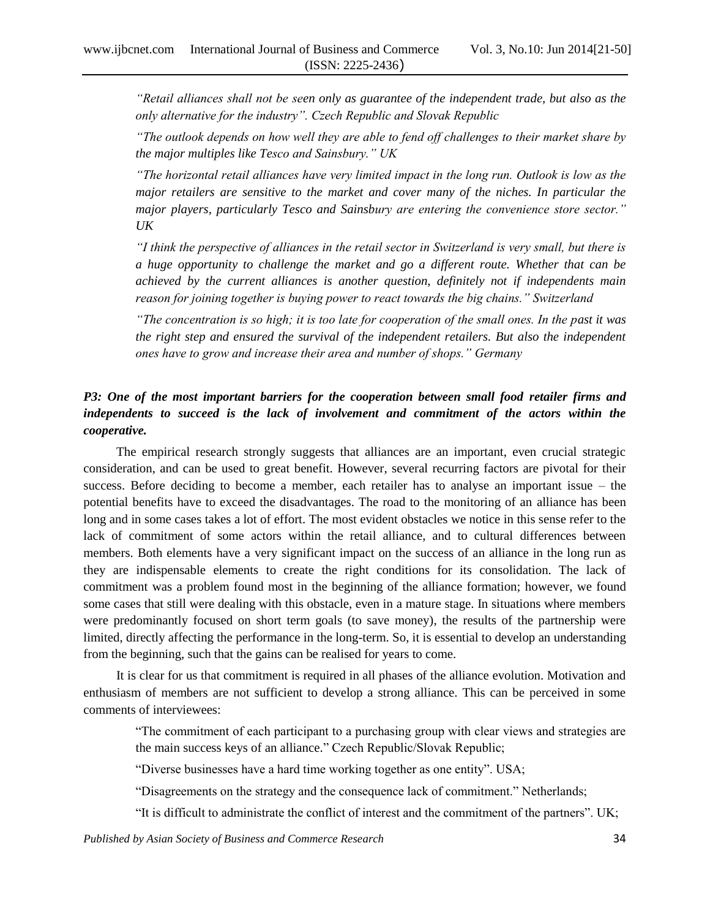*"Retail alliances shall not be seen only as guarantee of the independent trade, but also as the only alternative for the industry". Czech Republic and Slovak Republic*

*"The outlook depends on how well they are able to fend off challenges to their market share by the major multiples like Tesco and Sainsbury." UK*

*"The horizontal retail alliances have very limited impact in the long run. Outlook is low as the major retailers are sensitive to the market and cover many of the niches. In particular the major players, particularly Tesco and Sainsbury are entering the convenience store sector." UK*

*"I think the perspective of alliances in the retail sector in Switzerland is very small, but there is a huge opportunity to challenge the market and go a different route. Whether that can be achieved by the current alliances is another question, definitely not if independents main reason for joining together is buying power to react towards the big chains." Switzerland*

*"The concentration is so high; it is too late for cooperation of the small ones. In the past it was the right step and ensured the survival of the independent retailers. But also the independent ones have to grow and increase their area and number of shops." Germany*

***P3: One of the most important barriers for the cooperation between small food retailer firms and independents to succeed is the lack of involvement and commitment of the actors within the cooperative.***

The empirical research strongly suggests that alliances are an important, even crucial strategic consideration, and can be used to great benefit. However, several recurring factors are pivotal for their success. Before deciding to become a member, each retailer has to analyse an important issue – the potential benefits have to exceed the disadvantages. The road to the monitoring of an alliance has been long and in some cases takes a lot of effort. The most evident obstacles we notice in this sense refer to the lack of commitment of some actors within the retail alliance, and to cultural differences between members. Both elements have a very significant impact on the success of an alliance in the long run as they are indispensable elements to create the right conditions for its consolidation. The lack of commitment was a problem found most in the beginning of the alliance formation; however, we found some cases that still were dealing with this obstacle, even in a mature stage. In situations where members were predominantly focused on short term goals (to save money), the results of the partnership were limited, directly affecting the performance in the long-term. So, it is essential to develop an understanding from the beginning, such that the gains can be realised for years to come.

It is clear for us that commitment is required in all phases of the alliance evolution. Motivation and enthusiasm of members are not sufficient to develop a strong alliance. This can be perceived in some comments of interviewees:

"The commitment of each participant to a purchasing group with clear views and strategies are the main success keys of an alliance." Czech Republic/Slovak Republic;

"Diverse businesses have a hard time working together as one entity". USA;

"Disagreements on the strategy and the consequence lack of commitment." Netherlands;

"It is difficult to administrate the conflict of interest and the commitment of the partners". UK;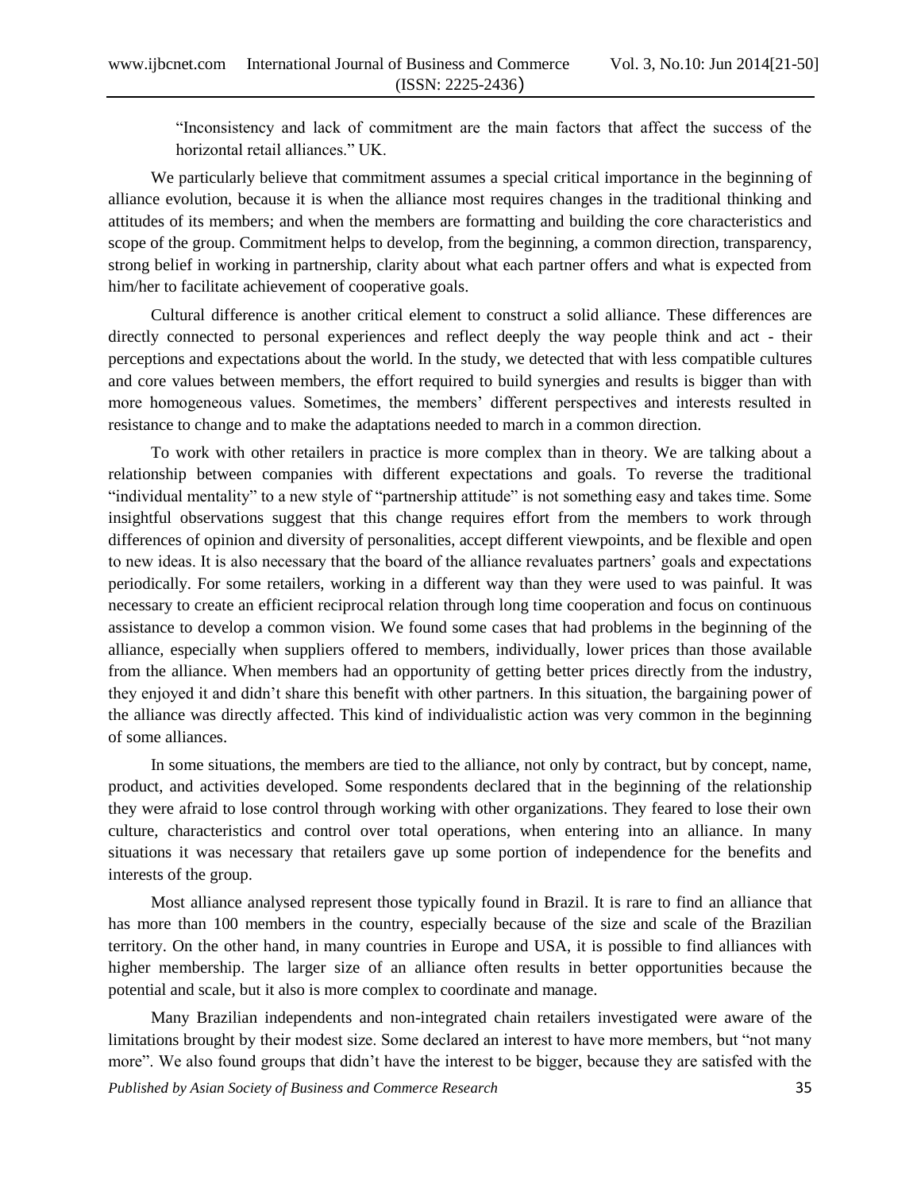> "Inconsistency and lack of commitment are the main factors that affect the success of the horizontal retail alliances." UK.

We particularly believe that commitment assumes a special critical importance in the beginning of alliance evolution, because it is when the alliance most requires changes in the traditional thinking and attitudes of its members; and when the members are formatting and building the core characteristics and scope of the group. Commitment helps to develop, from the beginning, a common direction, transparency, strong belief in working in partnership, clarity about what each partner offers and what is expected from him/her to facilitate achievement of cooperative goals.

Cultural difference is another critical element to construct a solid alliance. These differences are directly connected to personal experiences and reflect deeply the way people think and act - their perceptions and expectations about the world. In the study, we detected that with less compatible cultures and core values between members, the effort required to build synergies and results is bigger than with more homogeneous values. Sometimes, the members' different perspectives and interests resulted in resistance to change and to make the adaptations needed to march in a common direction.

To work with other retailers in practice is more complex than in theory. We are talking about a relationship between companies with different expectations and goals. To reverse the traditional "individual mentality" to a new style of "partnership attitude" is not something easy and takes time. Some insightful observations suggest that this change requires effort from the members to work through differences of opinion and diversity of personalities, accept different viewpoints, and be flexible and open to new ideas. It is also necessary that the board of the alliance revaluates partners' goals and expectations periodically. For some retailers, working in a different way than they were used to was painful. It was necessary to create an efficient reciprocal relation through long time cooperation and focus on continuous assistance to develop a common vision. We found some cases that had problems in the beginning of the alliance, especially when suppliers offered to members, individually, lower prices than those available from the alliance. When members had an opportunity of getting better prices directly from the industry, they enjoyed it and didn't share this benefit with other partners. In this situation, the bargaining power of the alliance was directly affected. This kind of individualistic action was very common in the beginning of some alliances.

In some situations, the members are tied to the alliance, not only by contract, but by concept, name, product, and activities developed. Some respondents declared that in the beginning of the relationship they were afraid to lose control through working with other organizations. They feared to lose their own culture, characteristics and control over total operations, when entering into an alliance. In many situations it was necessary that retailers gave up some portion of independence for the benefits and interests of the group.

Most alliance analysed represent those typically found in Brazil. It is rare to find an alliance that has more than 100 members in the country, especially because of the size and scale of the Brazilian territory. On the other hand, in many countries in Europe and USA, it is possible to find alliances with higher membership. The larger size of an alliance often results in better opportunities because the potential and scale, but it also is more complex to coordinate and manage.

Many Brazilian independents and non-integrated chain retailers investigated were aware of the limitations brought by their modest size. Some declared an interest to have more members, but "not many more". We also found groups that didn't have the interest to be bigger, because they are satisfed with the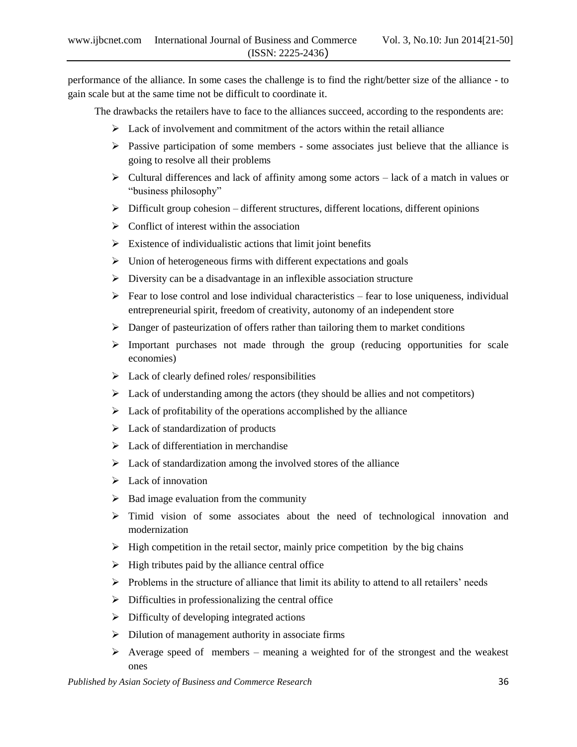performance of the alliance. In some cases the challenge is to find the right/better size of the alliance - to gain scale but at the same time not be difficult to coordinate it.

The drawbacks the retailers have to face to the alliances succeed, according to the respondents are:

- Lack of involvement and commitment of the actors within the retail alliance
- Passive participation of some members - some associates just believe that the alliance is going to resolve all their problems
- Cultural differences and lack of affinity among some actors – lack of a match in values or "business philosophy"
- Difficult group cohesion – different structures, different locations, different opinions
- Conflict of interest within the association
- Existence of individualistic actions that limit joint benefits
- Union of heterogeneous firms with different expectations and goals
- Diversity can be a disadvantage in an inflexible association structure
- Fear to lose control and lose individual characteristics – fear to lose uniqueness, individual entrepreneurial spirit, freedom of creativity, autonomy of an independent store
- Danger of pasteurization of offers rather than tailoring them to market conditions
- Important purchases not made through the group (reducing opportunities for scale economies)
- Lack of clearly defined roles/ responsibilities
- Lack of understanding among the actors (they should be allies and not competitors)
- Lack of profitability of the operations accomplished by the alliance
- Lack of standardization of products
- Lack of differentiation in merchandise
- Lack of standardization among the involved stores of the alliance
- Lack of innovation
- Bad image evaluation from the community
- Timid vision of some associates about the need of technological innovation and modernization
- High competition in the retail sector, mainly price competition by the big chains
- High tributes paid by the alliance central office
- Problems in the structure of alliance that limit its ability to attend to all retailers' needs
- Difficulties in professionalizing the central office
- Difficulty of developing integrated actions
- Dilution of management authority in associate firms
- Average speed of members – meaning a weighted for of the strongest and the weakest ones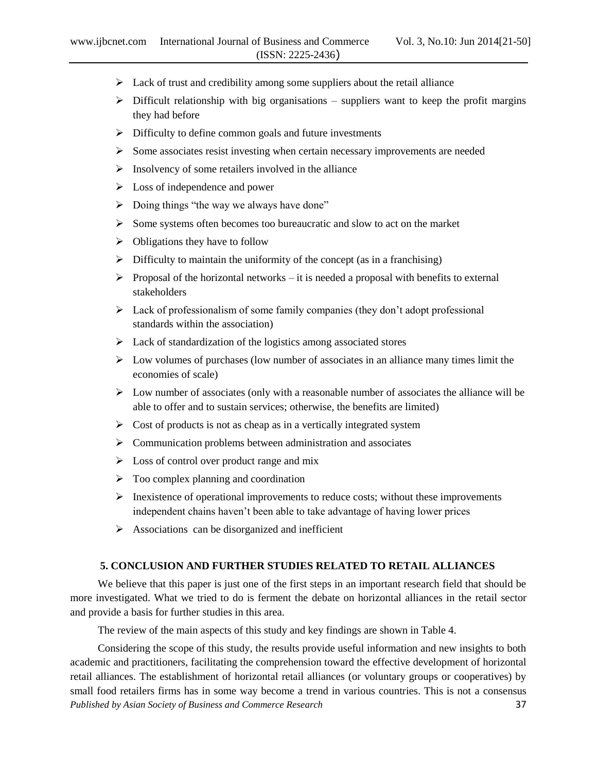- Lack of trust and credibility among some suppliers about the retail alliance
- Difficult relationship with big organisations – suppliers want to keep the profit margins they had before
- Difficulty to define common goals and future investments
- Some associates resist investing when certain necessary improvements are needed
- Insolvency of some retailers involved in the alliance
- Loss of independence and power
- Doing things "the way we always have done"
- Some systems often becomes too bureaucratic and slow to act on the market
- Obligations they have to follow
- Difficulty to maintain the uniformity of the concept (as in a franchising)
- Proposal of the horizontal networks – it is needed a proposal with benefits to external stakeholders
- Lack of professionalism of some family companies (they don't adopt professional standards within the association)
- Lack of standardization of the logistics among associated stores
- Low volumes of purchases (low number of associates in an alliance many times limit the economies of scale)
- Low number of associates (only with a reasonable number of associates the alliance will be able to offer and to sustain services; otherwise, the benefits are limited)
- Cost of products is not as cheap as in a vertically integrated system
- Communication problems between administration and associates
- Loss of control over product range and mix
- Too complex planning and coordination
- Inexistence of operational improvements to reduce costs; without these improvements independent chains haven't been able to take advantage of having lower prices
- Associations can be disorganized and inefficient

## 5. CONCLUSION AND FURTHER STUDIES RELATED TO RETAIL ALLIANCES

We believe that this paper is just one of the first steps in an important research field that should be more investigated. What we tried to do is ferment the debate on horizontal alliances in the retail sector and provide a basis for further studies in this area.

The review of the main aspects of this study and key findings are shown in Table 4.

Considering the scope of this study, the results provide useful information and new insights to both academic and practitioners, facilitating the comprehension toward the effective development of horizontal retail alliances. The establishment of horizontal retail alliances (or voluntary groups or cooperatives) by small food retailers firms has in some way become a trend in various countries. This is not a consensus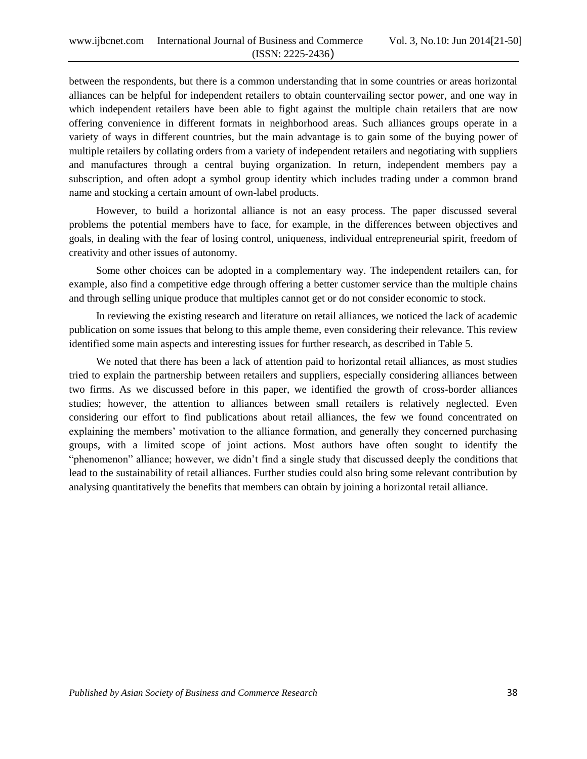between the respondents, but there is a common understanding that in some countries or areas horizontal alliances can be helpful for independent retailers to obtain countervailing sector power, and one way in which independent retailers have been able to fight against the multiple chain retailers that are now offering convenience in different formats in neighborhood areas. Such alliances groups operate in a variety of ways in different countries, but the main advantage is to gain some of the buying power of multiple retailers by collating orders from a variety of independent retailers and negotiating with suppliers and manufactures through a central buying organization. In return, independent members pay a subscription, and often adopt a symbol group identity which includes trading under a common brand name and stocking a certain amount of own-label products.

However, to build a horizontal alliance is not an easy process. The paper discussed several problems the potential members have to face, for example, in the differences between objectives and goals, in dealing with the fear of losing control, uniqueness, individual entrepreneurial spirit, freedom of creativity and other issues of autonomy.

Some other choices can be adopted in a complementary way. The independent retailers can, for example, also find a competitive edge through offering a better customer service than the multiple chains and through selling unique produce that multiples cannot get or do not consider economic to stock.

In reviewing the existing research and literature on retail alliances, we noticed the lack of academic publication on some issues that belong to this ample theme, even considering their relevance. This review identified some main aspects and interesting issues for further research, as described in Table 5.

We noted that there has been a lack of attention paid to horizontal retail alliances, as most studies tried to explain the partnership between retailers and suppliers, especially considering alliances between two firms. As we discussed before in this paper, we identified the growth of cross-border alliances studies; however, the attention to alliances between small retailers is relatively neglected. Even considering our effort to find publications about retail alliances, the few we found concentrated on explaining the members' motivation to the alliance formation, and generally they concerned purchasing groups, with a limited scope of joint actions. Most authors have often sought to identify the "phenomenon" alliance; however, we didn't find a single study that discussed deeply the conditions that lead to the sustainability of retail alliances. Further studies could also bring some relevant contribution by analysing quantitatively the benefits that members can obtain by joining a horizontal retail alliance.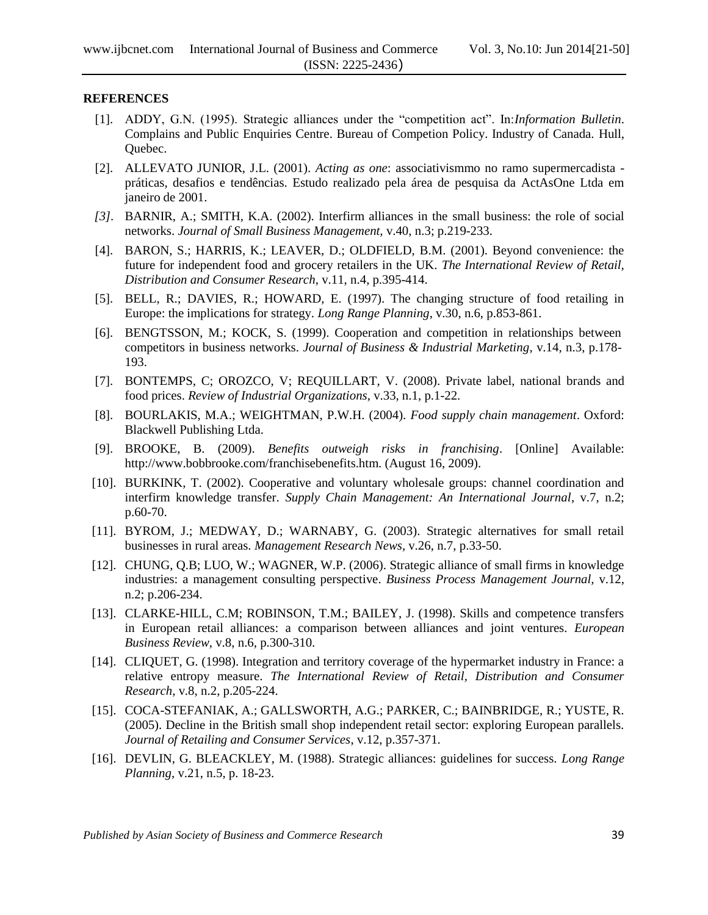**REFERENCES**

[1]. ADDY, G.N. (1995). Strategic alliances under the "competition act". In:*Information Bulletin*. Complains and Public Enquiries Centre. Bureau of Competion Policy. Industry of Canada. Hull, Quebec.

[2]. ALLEVATO JUNIOR, J.L. (2001). *Acting as one*: associativismmo no ramo supermercadista - práticas, desafios e tendências. Estudo realizado pela área de pesquisa da ActAsOne Ltda em janeiro de 2001.

*[3].* BARNIR, A.; SMITH, K.A. (2002). Interfirm alliances in the small business: the role of social networks. *Journal of Small Business Management*, v.40, n.3; p.219-233.

[4]. BARON, S.; HARRIS, K.; LEAVER, D.; OLDFIELD, B.M. (2001). Beyond convenience: the future for independent food and grocery retailers in the UK. *The International Review of Retail, Distribution and Consumer Research*, v.11, n.4, p.395-414.

[5]. BELL, R.; DAVIES, R.; HOWARD, E. (1997). The changing structure of food retailing in Europe: the implications for strategy. *Long Range Planning*, v.30, n.6, p.853-861.

[6]. BENGTSSON, M.; KOCK, S. (1999). Cooperation and competition in relationships between competitors in business networks. *Journal of Business & Industrial Marketing*, v.14, n.3, p.178-193.

[7]. BONTEMPS, C; OROZCO, V; REQUILLART, V. (2008). Private label, national brands and food prices. *Review of Industrial Organizations*, v.33, n.1, p.1-22.

[8]. BOURLAKIS, M.A.; WEIGHTMAN, P.W.H. (2004). *Food supply chain management*. Oxford: Blackwell Publishing Ltda.

[9]. BROOKE, B. (2009). *Benefits outweigh risks in franchising*. [Online] Available: http://www.bobbrooke.com/franchisebenefits.htm. (August 16, 2009).

[10]. BURKINK, T. (2002). Cooperative and voluntary wholesale groups: channel coordination and interfirm knowledge transfer. *Supply Chain Management: An International Journal*, v.7, n.2; p.60-70.

[11]. BYROM, J.; MEDWAY, D.; WARNABY, G. (2003). Strategic alternatives for small retail businesses in rural areas. *Management Research News*, v.26, n.7, p.33-50.

[12]. CHUNG, Q.B; LUO, W.; WAGNER, W.P. (2006). Strategic alliance of small firms in knowledge industries: a management consulting perspective. *Business Process Management Journal*, v.12, n.2; p.206-234.

[13]. CLARKE-HILL, C.M; ROBINSON, T.M.; BAILEY, J. (1998). Skills and competence transfers in European retail alliances: a comparison between alliances and joint ventures. *European Business Review*, v.8, n.6, p.300-310.

[14]. CLIQUET, G. (1998). Integration and territory coverage of the hypermarket industry in France: a relative entropy measure. *The International Review of Retail, Distribution and Consumer Research*, v.8, n.2, p.205-224.

[15]. COCA-STEFANIAK, A.; GALLSWORTH, A.G.; PARKER, C.; BAINBRIDGE, R.; YUSTE, R. (2005). Decline in the British small shop independent retail sector: exploring European parallels. *Journal of Retailing and Consumer Services*, v.12, p.357-371.

[16]. DEVLIN, G. BLEACKLEY, M. (1988). Strategic alliances: guidelines for success. *Long Range Planning*, v.21, n.5, p. 18-23.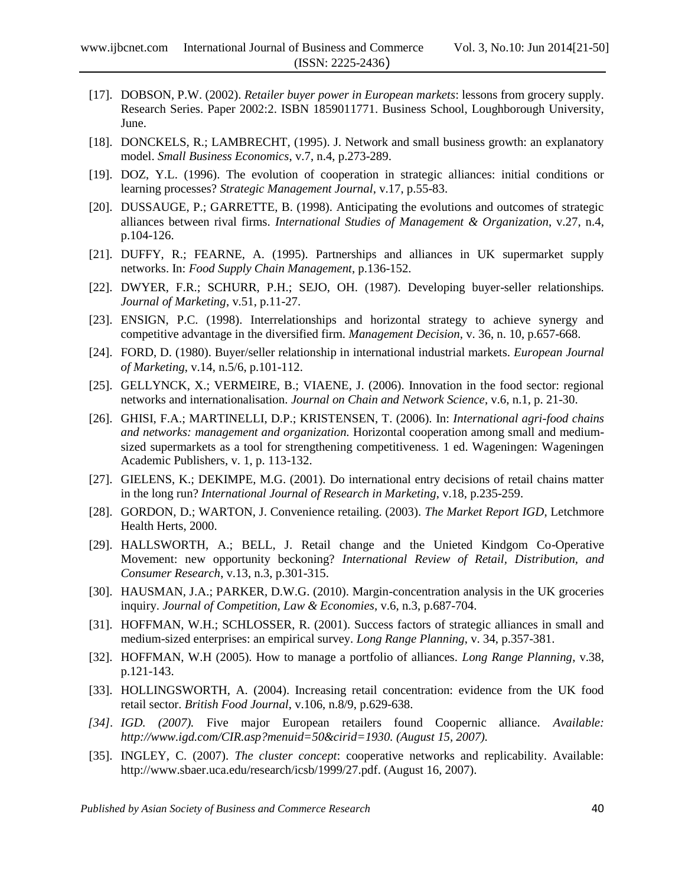[17]. DOBSON, P.W. (2002). *Retailer buyer power in European markets*: lessons from grocery supply. Research Series. Paper 2002:2. ISBN 1859011771. Business School, Loughborough University, June.

[18]. DONCKELS, R.; LAMBRECHT, (1995). J. Network and small business growth: an explanatory model. *Small Business Economics*, v.7, n.4, p.273-289.

[19]. DOZ, Y.L. (1996). The evolution of cooperation in strategic alliances: initial conditions or learning processes? *Strategic Management Journal*, v.17, p.55-83.

[20]. DUSSAUGE, P.; GARRETTE, B. (1998). Anticipating the evolutions and outcomes of strategic alliances between rival firms. *International Studies of Management & Organization*, v.27, n.4, p.104-126.

[21]. DUFFY, R.; FEARNE, A. (1995). Partnerships and alliances in UK supermarket supply networks. In: *Food Supply Chain Management*, p.136-152.

[22]. DWYER, F.R.; SCHURR, P.H.; SEJO, OH. (1987). Developing buyer-seller relationships. *Journal of Marketing*, v.51, p.11-27.

[23]. ENSIGN, P.C. (1998). Interrelationships and horizontal strategy to achieve synergy and competitive advantage in the diversified firm. *Management Decision*, v. 36, n. 10, p.657-668.

[24]. FORD, D. (1980). Buyer/seller relationship in international industrial markets. *European Journal of Marketing*, v.14, n.5/6, p.101-112.

[25]. GELLYNCK, X.; VERMEIRE, B.; VIAENE, J. (2006). Innovation in the food sector: regional networks and internationalisation. *Journal on Chain and Network Science*, v.6, n.1, p. 21-30.

[26]. GHISI, F.A.; MARTINELLI, D.P.; KRISTENSEN, T. (2006). In: *International agri-food chains and networks: management and organization.* Horizontal cooperation among small and medium-sized supermarkets as a tool for strengthening competitiveness. 1 ed. Wageningen: Wageningen Academic Publishers, v. 1, p. 113-132.

[27]. GIELENS, K.; DEKIMPE, M.G. (2001). Do international entry decisions of retail chains matter in the long run? *International Journal of Research in Marketing*, v.18, p.235-259.

[28]. GORDON, D.; WARTON, J. Convenience retailing. (2003). *The Market Report IGD*, Letchmore Health Herts, 2000.

[29]. HALLSWORTH, A.; BELL, J. Retail change and the Unieted Kindgom Co-Operative Movement: new opportunity beckoning? *International Review of Retail, Distribution, and Consumer Research*, v.13, n.3, p.301-315.

[30]. HAUSMAN, J.A.; PARKER, D.W.G. (2010). Margin-concentration analysis in the UK groceries inquiry. *Journal of Competition, Law & Economies*, v.6, n.3, p.687-704.

[31]. HOFFMAN, W.H.; SCHLOSSER, R. (2001). Success factors of strategic alliances in small and medium-sized enterprises: an empirical survey. *Long Range Planning*, v. 34, p.357-381.

[32]. HOFFMAN, W.H (2005). How to manage a portfolio of alliances. *Long Range Planning*, v.38, p.121-143.

[33]. HOLLINGSWORTH, A. (2004). Increasing retail concentration: evidence from the UK food retail sector. *British Food Journal*, v.106, n.8/9, p.629-638.

*[34]. IGD. (2007).* Five major European retailers found Coopernic alliance. *Available: http://www.igd.com/CIR.asp?menuid=50&cirid=1930. (August 15, 2007).*

[35]. INGLEY, C. (2007). *The cluster concept*: cooperative networks and replicability. Available: http://www.sbaer.uca.edu/research/icsb/1999/27.pdf. (August 16, 2007).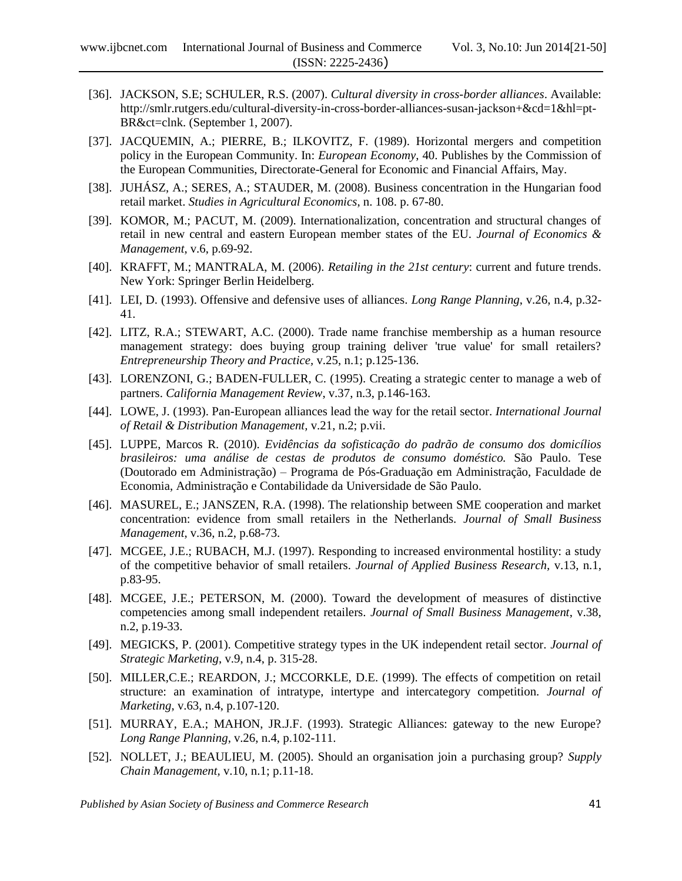[36]. JACKSON, S.E; SCHULER, R.S. (2007). *Cultural diversity in cross-border alliances*. Available: http://smlr.rutgers.edu/cultural-diversity-in-cross-border-alliances-susan-jackson+&cd=1&hl=pt-BR&ct=clnk. (September 1, 2007).

[37]. JACQUEMIN, A.; PIERRE, B.; ILKOVITZ, F. (1989). Horizontal mergers and competition policy in the European Community. In: *European Economy*, 40. Publishes by the Commission of the European Communities, Directorate-General for Economic and Financial Affairs, May.

[38]. JUHÁSZ, A.; SERES, A.; STAUDER, M. (2008). Business concentration in the Hungarian food retail market. *Studies in Agricultural Economics*, n. 108. p. 67-80.

[39]. KOMOR, M.; PACUT, M. (2009). Internationalization, concentration and structural changes of retail in new central and eastern European member states of the EU. *Journal of Economics & Management*, v.6, p.69-92.

[40]. KRAFFT, M.; MANTRALA, M. (2006). *Retailing in the 21st century*: current and future trends. New York: Springer Berlin Heidelberg.

[41]. LEI, D. (1993). Offensive and defensive uses of alliances. *Long Range Planning*, v.26, n.4, p.32-41.

[42]. LITZ, R.A.; STEWART, A.C. (2000). Trade name franchise membership as a human resource management strategy: does buying group training deliver 'true value' for small retailers? *Entrepreneurship Theory and Practice*, v.25, n.1; p.125-136.

[43]. LORENZONI, G.; BADEN-FULLER, C. (1995). Creating a strategic center to manage a web of partners. *California Management Review*, v.37, n.3, p.146-163.

[44]. LOWE, J. (1993). Pan-European alliances lead the way for the retail sector. *International Journal of Retail & Distribution Management*, v.21, n.2; p.vii.

[45]. LUPPE, Marcos R. (2010). *Evidências da sofisticação do padrão de consumo dos domicílios brasileiros: uma análise de cestas de produtos de consumo doméstico.* São Paulo. Tese (Doutorado em Administração) – Programa de Pós-Graduação em Administração, Faculdade de Economia, Administração e Contabilidade da Universidade de São Paulo.

[46]. MASUREL, E.; JANSZEN, R.A. (1998). The relationship between SME cooperation and market concentration: evidence from small retailers in the Netherlands. *Journal of Small Business Management*, v.36, n.2, p.68-73.

[47]. MCGEE, J.E.; RUBACH, M.J. (1997). Responding to increased environmental hostility: a study of the competitive behavior of small retailers. *Journal of Applied Business Research*, v.13, n.1, p.83-95.

[48]. MCGEE, J.E.; PETERSON, M. (2000). Toward the development of measures of distinctive competencies among small independent retailers. *Journal of Small Business Management*, v.38, n.2, p.19-33.

[49]. MEGICKS, P. (2001). Competitive strategy types in the UK independent retail sector. *Journal of Strategic Marketing*, v.9, n.4, p. 315-28.

[50]. MILLER,C.E.; REARDON, J.; MCCORKLE, D.E. (1999). The effects of competition on retail structure: an examination of intratype, intertype and intercategory competition. *Journal of Marketing*, v.63, n.4, p.107-120.

[51]. MURRAY, E.A.; MAHON, JR.J.F. (1993). Strategic Alliances: gateway to the new Europe? *Long Range Planning*, v.26, n.4, p.102-111.

[52]. NOLLET, J.; BEAULIEU, M. (2005). Should an organisation join a purchasing group? *Supply Chain Management*, v.10, n.1; p.11-18.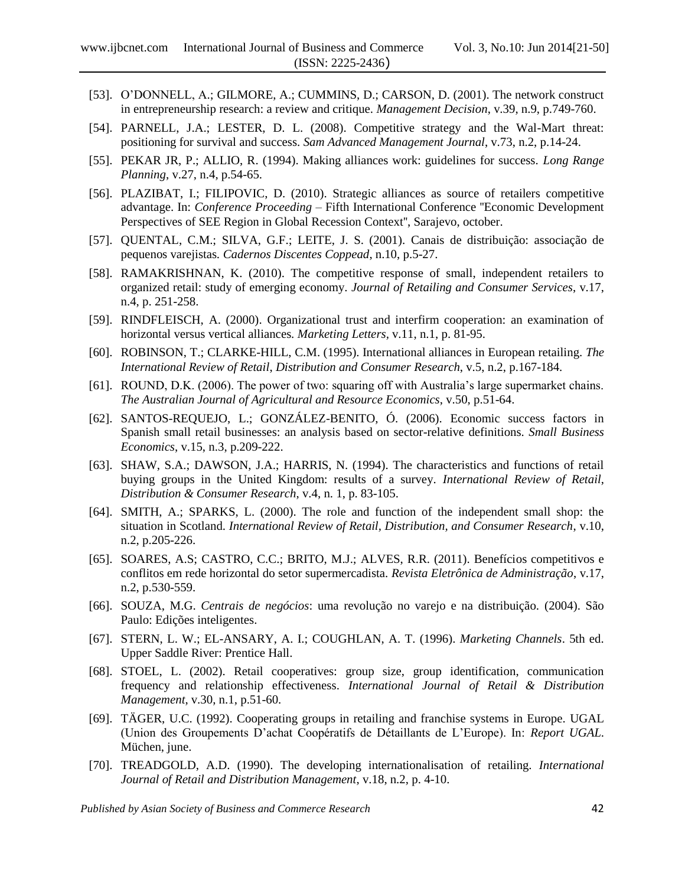[53]. O'DONNELL, A.; GILMORE, A.; CUMMINS, D.; CARSON, D. (2001). The network construct in entrepreneurship research: a review and critique. *Management Decision*, v.39, n.9, p.749-760.

[54]. PARNELL, J.A.; LESTER, D. L. (2008). Competitive strategy and the Wal-Mart threat: positioning for survival and success. *Sam Advanced Management Journal*, v.73, n.2, p.14-24.

[55]. PEKAR JR, P.; ALLIO, R. (1994). Making alliances work: guidelines for success. *Long Range Planning*, v.27, n.4, p.54-65.

[56]. PLAZIBAT, I.; FILIPOVIC, D. (2010). Strategic alliances as source of retailers competitive advantage. In: *Conference Proceeding* – Fifth International Conference "Economic Development Perspectives of SEE Region in Global Recession Context", Sarajevo, october.

[57]. QUENTAL, C.M.; SILVA, G.F.; LEITE, J. S. (2001). Canais de distribuição: associação de pequenos varejistas. *Cadernos Discentes Coppead*, n.10, p.5-27.

[58]. RAMAKRISHNAN, K. (2010). The competitive response of small, independent retailers to organized retail: study of emerging economy. *Journal of Retailing and Consumer Services*, v.17, n.4, p. 251-258.

[59]. RINDFLEISCH, A. (2000). Organizational trust and interfirm cooperation: an examination of horizontal versus vertical alliances. *Marketing Letters*, v.11, n.1, p. 81-95.

[60]. ROBINSON, T.; CLARKE-HILL, C.M. (1995). International alliances in European retailing. *The International Review of Retail, Distribution and Consumer Research*, v.5, n.2, p.167-184.

[61]. ROUND, D.K. (2006). The power of two: squaring off with Australia's large supermarket chains. *The Australian Journal of Agricultural and Resource Economics*, v.50, p.51-64.

[62]. SANTOS-REQUEJO, L.; GONZÁLEZ-BENITO, Ó. (2006). Economic success factors in Spanish small retail businesses: an analysis based on sector-relative definitions. *Small Business Economics*, v.15, n.3, p.209-222.

[63]. SHAW, S.A.; DAWSON, J.A.; HARRIS, N. (1994). The characteristics and functions of retail buying groups in the United Kingdom: results of a survey. *International Review of Retail, Distribution & Consumer Research*, v.4, n. 1, p. 83-105.

[64]. SMITH, A.; SPARKS, L. (2000). The role and function of the independent small shop: the situation in Scotland. *International Review of Retail, Distribution, and Consumer Research*, v.10, n.2, p.205-226.

[65]. SOARES, A.S; CASTRO, C.C.; BRITO, M.J.; ALVES, R.R. (2011). Benefícios competitivos e conflitos em rede horizontal do setor supermercadista. *Revista Eletrônica de Administração*, v.17, n.2, p.530-559.

[66]. SOUZA, M.G. *Centrais de negócios*: uma revolução no varejo e na distribuição. (2004). São Paulo: Edições inteligentes.

[67]. STERN, L. W.; EL-ANSARY, A. I.; COUGHLAN, A. T. (1996). *Marketing Channels*. 5th ed. Upper Saddle River: Prentice Hall.

[68]. STOEL, L. (2002). Retail cooperatives: group size, group identification, communication frequency and relationship effectiveness. *International Journal of Retail & Distribution Management*, v.30, n.1, p.51-60.

[69]. TÄGER, U.C. (1992). Cooperating groups in retailing and franchise systems in Europe. UGAL (Union des Groupements D'achat Coopératifs de Détaillants de L'Europe). In: *Report UGAL*. Müchen, june.

[70]. TREADGOLD, A.D. (1990). The developing internationalisation of retailing. *International Journal of Retail and Distribution Management*, v.18, n.2, p. 4-10.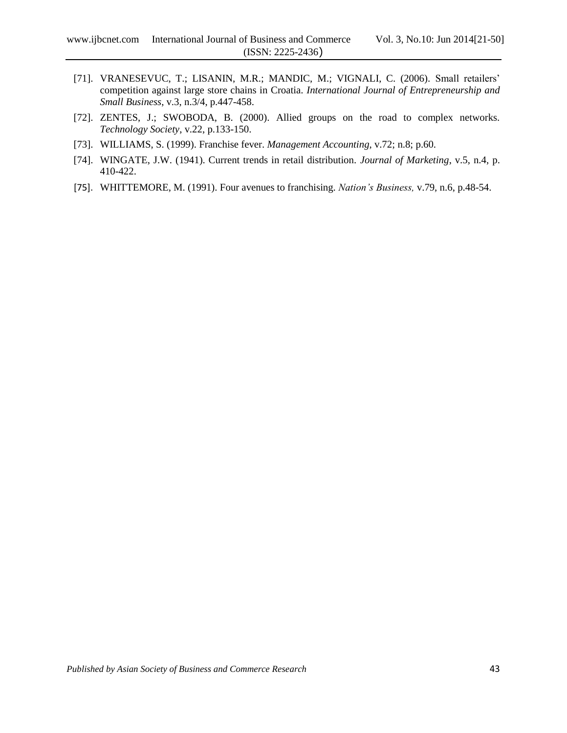[71]. VRANESEVUC, T.; LISANIN, M.R.; MANDIC, M.; VIGNALI, C. (2006). Small retailers' competition against large store chains in Croatia. *International Journal of Entrepreneurship and Small Business*, v.3, n.3/4, p.447-458.

[72]. ZENTES, J.; SWOBODA, B. (2000). Allied groups on the road to complex networks. *Technology Society*, v.22, p.133-150.

[73]. WILLIAMS, S. (1999). Franchise fever. *Management Accounting*, v.72; n.8; p.60.

[74]. WINGATE, J.W. (1941). Current trends in retail distribution. *Journal of Marketing*, v.5, n.4, p. 410-422.

[75]. WHITTEMORE, M. (1991). Four avenues to franchising. *Nation's Business,* v.79, n.6, p.48-54.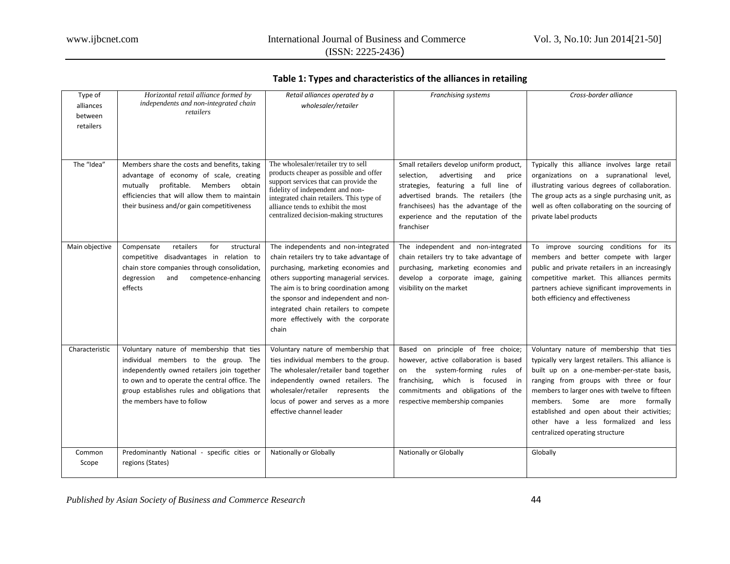**Table 1: Types and characteristics of the alliances in retailing**

| Type of alliances between retailers | *Horizontal retail alliance formed by independents and non-integrated chain retailers* | *Retail alliances operated by a wholesaler/retailer* | *Franchising systems* | *Cross-border alliance* |
|---|---|---|---|---|
| The "Idea" | Members share the costs and benefits, taking advantage of economy of scale, creating mutually profitable. Members obtain efficiencies that will allow them to maintain their business and/or gain competitiveness | The wholesaler/retailer try to sell products cheaper as possible and offer support services that can provide the fidelity of independent and non-integrated chain retailers. This type of alliance tends to exhibit the most centralized decision-making structures | Small retailers develop uniform product, selection, advertising and price strategies, featuring a full line of advertised brands. The retailers (the franchisees) has the advantage of the experience and the reputation of the franchiser | Typically this alliance involves large retail organizations on a supranational level, illustrating various degrees of collaboration. The group acts as a single purchasing unit, as well as often collaborating on the sourcing of private label products |
| Main objective | Compensate retailers for structural competitive disadvantages in relation to chain store companies through consolidation, degression and competence-enhancing effects | The independents and non-integrated chain retailers try to take advantage of purchasing, marketing economies and others supporting managerial services. The aim is to bring coordination among the sponsor and independent and non-integrated chain retailers to compete more effectively with the corporate chain | The independent and non-integrated chain retailers try to take advantage of purchasing, marketing economies and develop a corporate image, gaining visibility on the market | To improve sourcing conditions for its members and better compete with larger public and private retailers in an increasingly competitive market. This alliances permits partners achieve significant improvements in both efficiency and effectiveness |
| Characteristic | Voluntary nature of membership that ties individual members to the group. The independently owned retailers join together to own and to operate the central office. The group establishes rules and obligations that the members have to follow | Voluntary nature of membership that ties individual members to the group. The wholesaler/retailer band together independently owned retailers. The wholesaler/retailer represents the locus of power and serves as a more effective channel leader | Based on principle of free choice; however, active collaboration is based on the system-forming rules of franchising, which is focused in commitments and obligations of the respective membership companies | Voluntary nature of membership that ties typically very largest retailers. This alliance is built up on a one-member-per-state basis, ranging from groups with three or four members to larger ones with twelve to fifteen members. Some are more formally established and open about their activities; other have a less formalized and less centralized operating structure |
| Common Scope | Predominantly National - specific cities or regions (States) | Nationally or Globally | Nationally or Globally | Globally |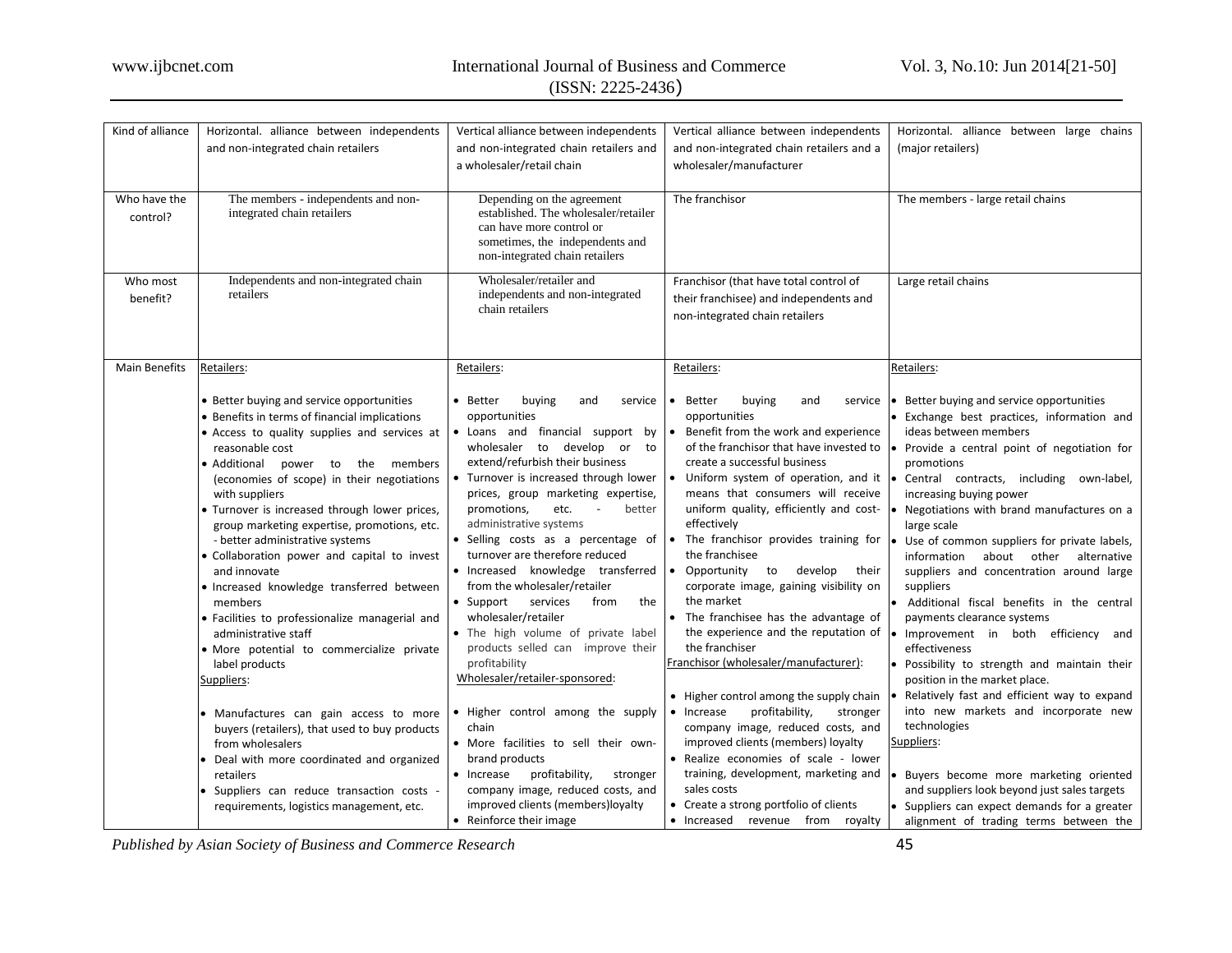| Kind of alliance | Horizontal. alliance between independents and non-integrated chain retailers | Vertical alliance between independents and non-integrated chain retailers and a wholesaler/retail chain | Vertical alliance between independents and non-integrated chain retailers and a wholesaler/manufacturer | Horizontal. alliance between large chains (major retailers) |
|---|---|---|---|---|
| Who have the control? | The members - independents and non-integrated chain retailers | Depending on the agreement established. The wholesaler/retailer can have more control or sometimes, the independents and non-integrated chain retailers | The franchisor | The members - large retail chains |
| Who most benefit? | Independents and non-integrated chain retailers | Wholesaler/retailer and independents and non-integrated chain retailers | Franchisor (that have total control of their franchisee) and independents and non-integrated chain retailers | Large retail chains |
| Main Benefits | Retailers:<br><br>• Better buying and service opportunities<br>• Benefits in terms of financial implications<br>• Access to quality supplies and services at reasonable cost<br>• Additional power to the members (economies of scope) in their negotiations with suppliers<br>• Turnover is increased through lower prices, group marketing expertise, promotions, etc. - better administrative systems<br>• Collaboration power and capital to invest and innovate<br>• Increased knowledge transferred between members<br>• Facilities to professionalize managerial and administrative staff<br>• More potential to commercialize private label products<br>Suppliers:<br><br>• Manufactures can gain access to more buyers (retailers), that used to buy products from wholesalers<br>• Deal with more coordinated and organized retailers<br>• Suppliers can reduce transaction costs - requirements, logistics management, etc. | Retailers:<br><br>• Better buying and service opportunities<br>• Loans and financial support by wholesaler to develop or to extend/refurbish their business<br>• Turnover is increased through lower prices, group marketing expertise, promotions, etc. - better administrative systems<br>• Selling costs as a percentage of turnover are therefore reduced<br>• Increased knowledge transferred from the wholesaler/retailer<br>• Support services from the wholesaler/retailer<br>• The high volume of private label products selled can improve their profitability<br>Wholesaler/retailer-sponsored:<br><br>• Higher control among the supply chain<br>• More facilities to sell their own-brand products<br>• Increase profitability, stronger company image, reduced costs, and improved clients (members)loyalty<br>• Reinforce their image | Retailers:<br><br>• Better buying and service opportunities<br>• Benefit from the work and experience of the franchisor that have invested to create a successful business<br>• Uniform system of operation, and it means that consumers will receive uniform quality, efficiently and cost-effectively<br>• The franchisor provides training for the franchisee<br>• Opportunity to develop their corporate image, gaining visibility on the market<br>• The franchisee has the advantage of the experience and the reputation of the franchiser<br>Franchisor (wholesaler/manufacturer):<br><br>• Higher control among the supply chain<br>• Increase profitability, stronger company image, reduced costs, and improved clients (members) loyalty<br>• Realize economies of scale - lower training, development, marketing and sales costs<br>• Create a strong portfolio of clients<br>• Increased revenue from royalty | Retailers:<br><br>• Better buying and service opportunities<br>• Exchange best practices, information and ideas between members<br>• Provide a central point of negotiation for promotions<br>• Central contracts, including own-label, increasing buying power<br>• Negotiations with brand manufactures on a large scale<br>• Use of common suppliers for private labels, information about other alternative suppliers and concentration around large suppliers<br>• Additional fiscal benefits in the central payments clearance systems<br>• Improvement in both efficiency and effectiveness<br>• Possibility to strength and maintain their position in the market place.<br>• Relatively fast and efficient way to expand into new markets and incorporate new technologies<br>Suppliers:<br><br>• Buyers become more marketing oriented and suppliers look beyond just sales targets<br>• Suppliers can expect demands for a greater alignment of trading terms between the |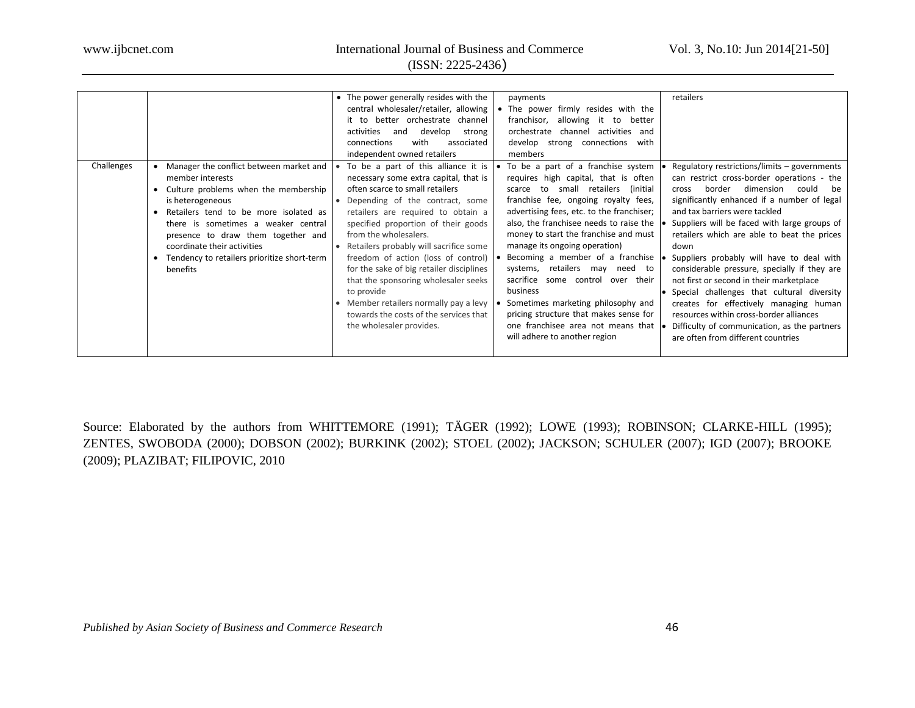| | | | | |
|---|---|---|---|---|
| | | • The power generally resides with the central wholesaler/retailer, allowing it to better orchestrate channel activities and develop strong connections with associated independent owned retailers | payments<br>• The power firmly resides with the franchisor, allowing it to better orchestrate channel activities and develop strong connections with members | retailers |
| Challenges | • Manager the conflict between market and member interests<br>• Culture problems when the membership is heterogeneous<br>• Retailers tend to be more isolated as there is sometimes a weaker central presence to draw them together and coordinate their activities<br>• Tendency to retailers prioritize short-term benefits | • To be a part of this alliance it is necessary some extra capital, that is often scarce to small retailers<br>• Depending of the contract, some retailers are required to obtain a specified proportion of their goods from the wholesalers.<br>• Retailers probably will sacrifice some freedom of action (loss of control) for the sake of big retailer disciplines that the sponsoring wholesaler seeks to provide<br>• Member retailers normally pay a levy towards the costs of the services that the wholesaler provides. | • To be a part of a franchise system requires high capital, that is often scarce to small retailers (initial franchise fee, ongoing royalty fees, advertising fees, etc. to the franchiser; also, the franchisee needs to raise the money to start the franchise and must manage its ongoing operation)<br>• Becoming a member of a franchise systems, retailers may need to sacrifice some control over their business<br>• Sometimes marketing philosophy and pricing structure that makes sense for one franchisee area not means that will adhere to another region | • Regulatory restrictions/limits – governments can restrict cross-border operations - the cross border dimension could be significantly enhanced if a number of legal and tax barriers were tackled<br>• Suppliers will be faced with large groups of retailers which are able to beat the prices down<br>• Suppliers probably will have to deal with considerable pressure, specially if they are not first or second in their marketplace<br>• Special challenges that cultural diversity creates for effectively managing human resources within cross-border alliances<br>• Difficulty of communication, as the partners are often from different countries |

Source: Elaborated by the authors from WHITTEMORE (1991); TÄGER (1992); LOWE (1993); ROBINSON; CLARKE-HILL (1995); ZENTES, SWOBODA (2000); DOBSON (2002); BURKINK (2002); STOEL (2002); JACKSON; SCHULER (2007); IGD (2007); BROOKE (2009); PLAZIBAT; FILIPOVIC, 2010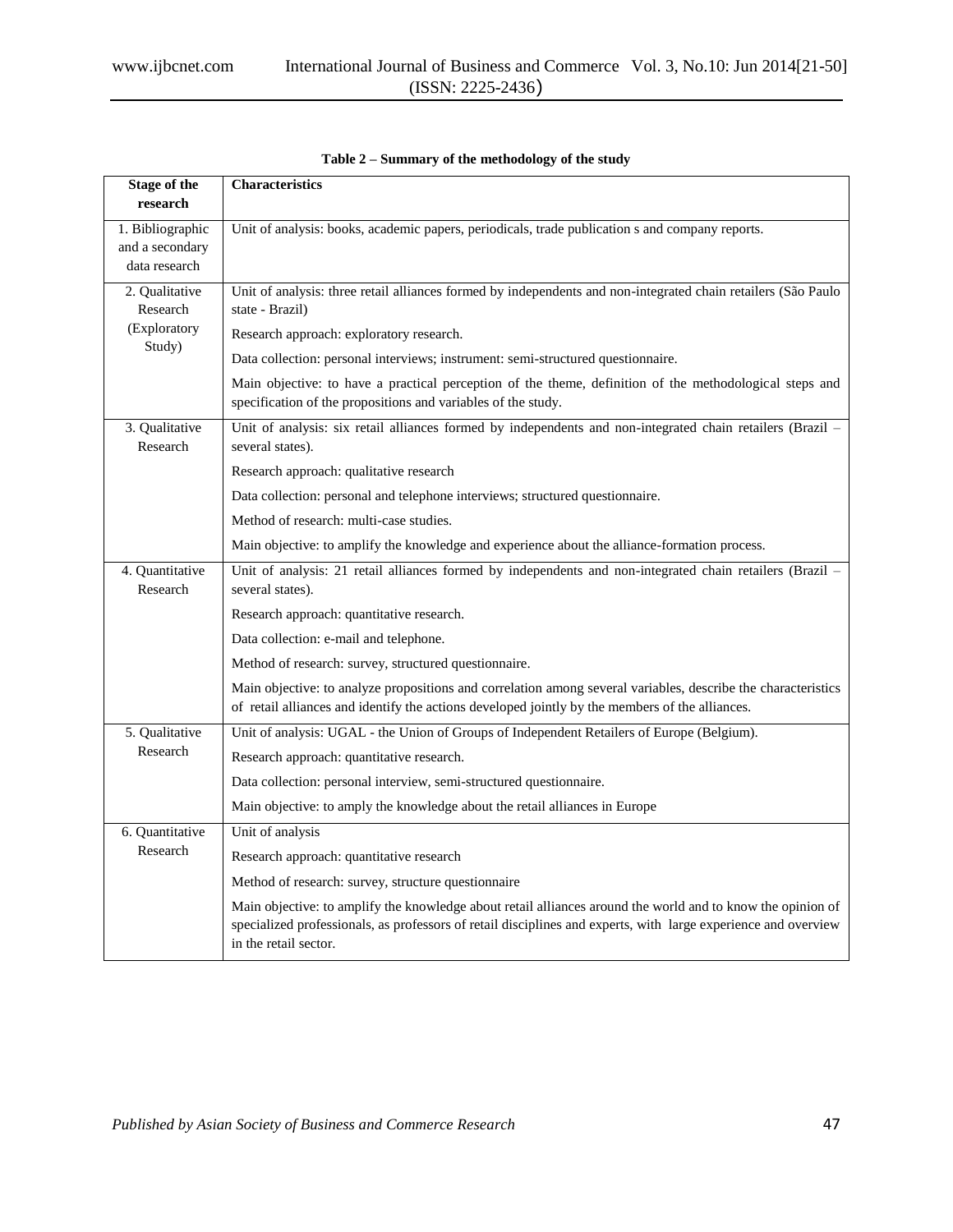**Table 2 – Summary of the methodology of the study**

| Stage of the research | Characteristics |
|---|---|
| 1. Bibliographic and a secondary data research | Unit of analysis: books, academic papers, periodicals, trade publication s and company reports. |
| 2. Qualitative Research (Exploratory Study) | Unit of analysis: three retail alliances formed by independents and non-integrated chain retailers (São Paulo state - Brazil) |
| | Research approach: exploratory research. |
| | Data collection: personal interviews; instrument: semi-structured questionnaire. |
| | Main objective: to have a practical perception of the theme, definition of the methodological steps and specification of the propositions and variables of the study. |
| 3. Qualitative Research | Unit of analysis: six retail alliances formed by independents and non-integrated chain retailers (Brazil – several states). |
| | Research approach: qualitative research |
| | Data collection: personal and telephone interviews; structured questionnaire. |
| | Method of research: multi-case studies. |
| | Main objective: to amplify the knowledge and experience about the alliance-formation process. |
| 4. Quantitative Research | Unit of analysis: 21 retail alliances formed by independents and non-integrated chain retailers (Brazil – several states). |
| | Research approach: quantitative research. |
| | Data collection: e-mail and telephone. |
| | Method of research: survey, structured questionnaire. |
| | Main objective: to analyze propositions and correlation among several variables, describe the characteristics of retail alliances and identify the actions developed jointly by the members of the alliances. |
| 5. Qualitative Research | Unit of analysis: UGAL - the Union of Groups of Independent Retailers of Europe (Belgium). |
| | Research approach: quantitative research. |
| | Data collection: personal interview, semi-structured questionnaire. |
| | Main objective: to amply the knowledge about the retail alliances in Europe |
| 6. Quantitative Research | Unit of analysis |
| | Research approach: quantitative research |
| | Method of research: survey, structure questionnaire |
| | Main objective: to amplify the knowledge about retail alliances around the world and to know the opinion of specialized professionals, as professors of retail disciplines and experts, with large experience and overview in the retail sector. |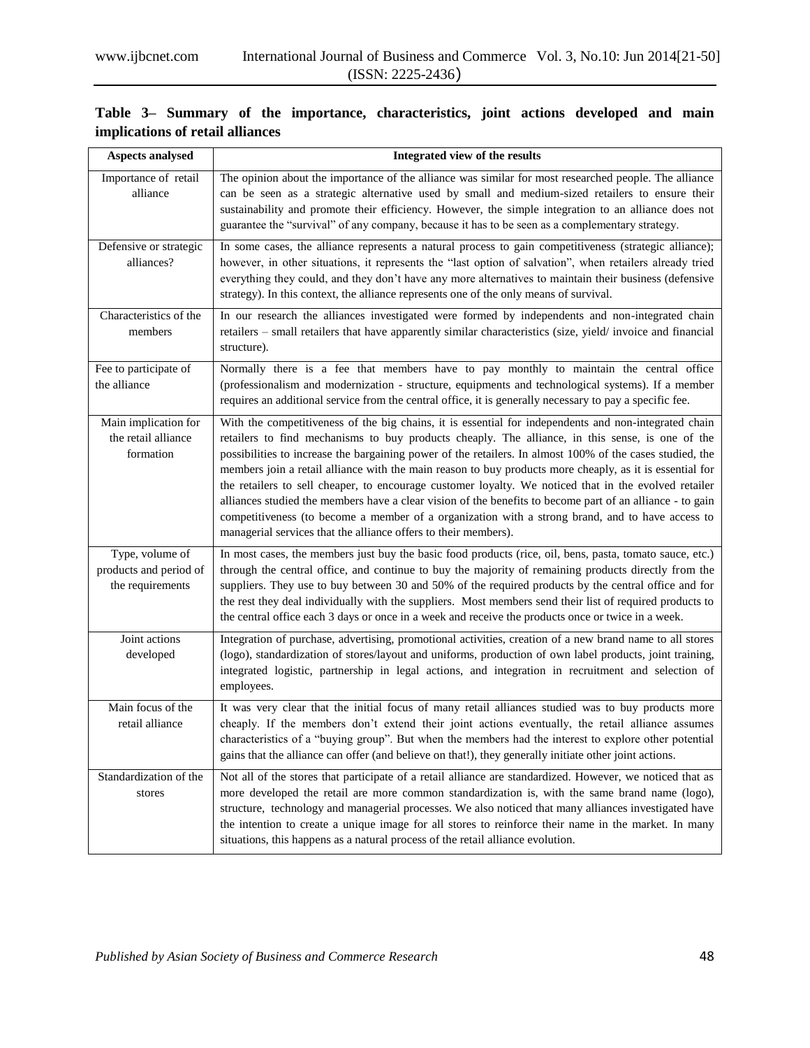**Table 3– Summary of the importance, characteristics, joint actions developed and main implications of retail alliances**

| Aspects analysed | Integrated view of the results |
| --- | --- |
| Importance of retail alliance | The opinion about the importance of the alliance was similar for most researched people. The alliance can be seen as a strategic alternative used by small and medium-sized retailers to ensure their sustainability and promote their efficiency. However, the simple integration to an alliance does not guarantee the "survival" of any company, because it has to be seen as a complementary strategy. |
| Defensive or strategic alliances? | In some cases, the alliance represents a natural process to gain competitiveness (strategic alliance); however, in other situations, it represents the "last option of salvation", when retailers already tried everything they could, and they don't have any more alternatives to maintain their business (defensive strategy). In this context, the alliance represents one of the only means of survival. |
| Characteristics of the members | In our research the alliances investigated were formed by independents and non-integrated chain retailers – small retailers that have apparently similar characteristics (size, yield/ invoice and financial structure). |
| Fee to participate of the alliance | Normally there is a fee that members have to pay monthly to maintain the central office (professionalism and modernization - structure, equipments and technological systems). If a member requires an additional service from the central office, it is generally necessary to pay a specific fee. |
| Main implication for the retail alliance formation | With the competitiveness of the big chains, it is essential for independents and non-integrated chain retailers to find mechanisms to buy products cheaply. The alliance, in this sense, is one of the possibilities to increase the bargaining power of the retailers. In almost 100% of the cases studied, the members join a retail alliance with the main reason to buy products more cheaply, as it is essential for the retailers to sell cheaper, to encourage customer loyalty. We noticed that in the evolved retailer alliances studied the members have a clear vision of the benefits to become part of an alliance - to gain competitiveness (to become a member of a organization with a strong brand, and to have access to managerial services that the alliance offers to their members). |
| Type, volume of products and period of the requirements | In most cases, the members just buy the basic food products (rice, oil, bens, pasta, tomato sauce, etc.) through the central office, and continue to buy the majority of remaining products directly from the suppliers. They use to buy between 30 and 50% of the required products by the central office and for the rest they deal individually with the suppliers. Most members send their list of required products to the central office each 3 days or once in a week and receive the products once or twice in a week. |
| Joint actions developed | Integration of purchase, advertising, promotional activities, creation of a new brand name to all stores (logo), standardization of stores/layout and uniforms, production of own label products, joint training, integrated logistic, partnership in legal actions, and integration in recruitment and selection of employees. |
| Main focus of the retail alliance | It was very clear that the initial focus of many retail alliances studied was to buy products more cheaply. If the members don't extend their joint actions eventually, the retail alliance assumes characteristics of a "buying group". But when the members had the interest to explore other potential gains that the alliance can offer (and believe on that!), they generally initiate other joint actions. |
| Standardization of the stores | Not all of the stores that participate of a retail alliance are standardized. However, we noticed that as more developed the retail are more common standardization is, with the same brand name (logo), structure, technology and managerial processes. We also noticed that many alliances investigated have the intention to create a unique image for all stores to reinforce their name in the market. In many situations, this happens as a natural process of the retail alliance evolution. |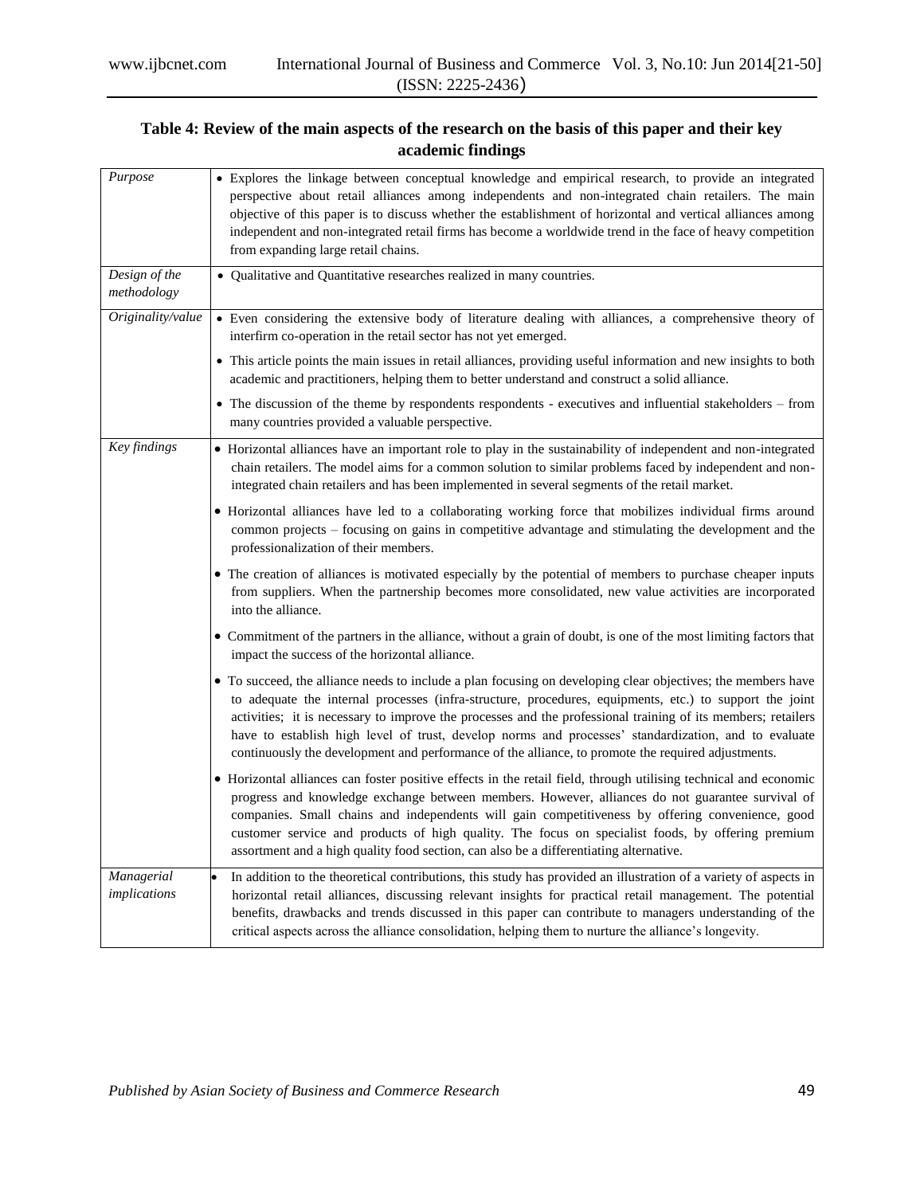**Table 4: Review of the main aspects of the research on the basis of this paper and their key academic findings**

| | |
|---|---|
| *Purpose* | • Explores the linkage between conceptual knowledge and empirical research, to provide an integrated perspective about retail alliances among independents and non-integrated chain retailers. The main objective of this paper is to discuss whether the establishment of horizontal and vertical alliances among independent and non-integrated retail firms has become a worldwide trend in the face of heavy competition from expanding large retail chains. |
| *Design of the methodology* | • Qualitative and Quantitative researches realized in many countries. |
| *Originality/value* | • Even considering the extensive body of literature dealing with alliances, a comprehensive theory of interfirm co-operation in the retail sector has not yet emerged.<br>• This article points the main issues in retail alliances, providing useful information and new insights to both academic and practitioners, helping them to better understand and construct a solid alliance.<br>• The discussion of the theme by respondents respondents - executives and influential stakeholders – from many countries provided a valuable perspective. |
| *Key findings* | • Horizontal alliances have an important role to play in the sustainability of independent and non-integrated chain retailers. The model aims for a common solution to similar problems faced by independent and non-integrated chain retailers and has been implemented in several segments of the retail market.<br>• Horizontal alliances have led to a collaborating working force that mobilizes individual firms around common projects – focusing on gains in competitive advantage and stimulating the development and the professionalization of their members.<br>• The creation of alliances is motivated especially by the potential of members to purchase cheaper inputs from suppliers. When the partnership becomes more consolidated, new value activities are incorporated into the alliance.<br>• Commitment of the partners in the alliance, without a grain of doubt, is one of the most limiting factors that impact the success of the horizontal alliance.<br>• To succeed, the alliance needs to include a plan focusing on developing clear objectives; the members have to adequate the internal processes (infra-structure, procedures, equipments, etc.) to support the joint activities; it is necessary to improve the processes and the professional training of its members; retailers have to establish high level of trust, develop norms and processes' standardization, and to evaluate continuously the development and performance of the alliance, to promote the required adjustments.<br>• Horizontal alliances can foster positive effects in the retail field, through utilising technical and economic progress and knowledge exchange between members. However, alliances do not guarantee survival of companies. Small chains and independents will gain competitiveness by offering convenience, good customer service and products of high quality. The focus on specialist foods, by offering premium assortment and a high quality food section, can also be a differentiating alternative. |
| *Managerial implications* | • In addition to the theoretical contributions, this study has provided an illustration of a variety of aspects in horizontal retail alliances, discussing relevant insights for practical retail management. The potential benefits, drawbacks and trends discussed in this paper can contribute to managers understanding of the critical aspects across the alliance consolidation, helping them to nurture the alliance's longevity. |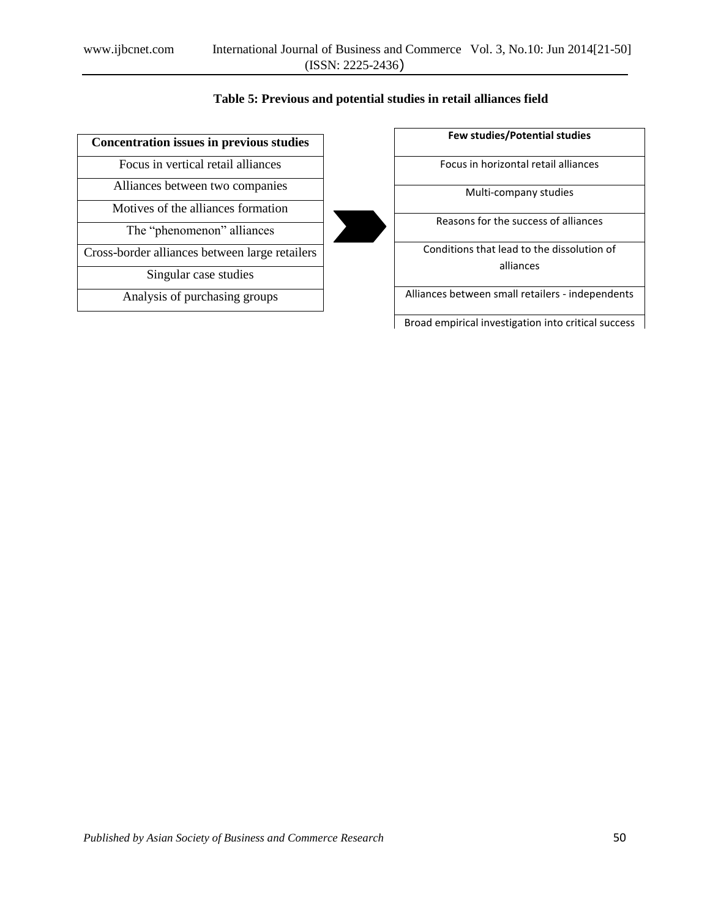**Table 5: Previous and potential studies in retail alliances field**

| Concentration issues in previous studies |
|---|
| Focus in vertical retail alliances |
| Alliances between two companies |
| Motives of the alliances formation |
| The "phenomenon" alliances |
| Cross-border alliances between large retailers |
| Singular case studies |
| Analysis of purchasing groups |

| Few studies/Potential studies |
|---|
| Focus in horizontal retail alliances |
| Multi-company studies |
| Reasons for the success of alliances |
| Conditions that lead to the dissolution of alliances |
| Alliances between small retailers - independents |
| Broad empirical investigation into critical success |